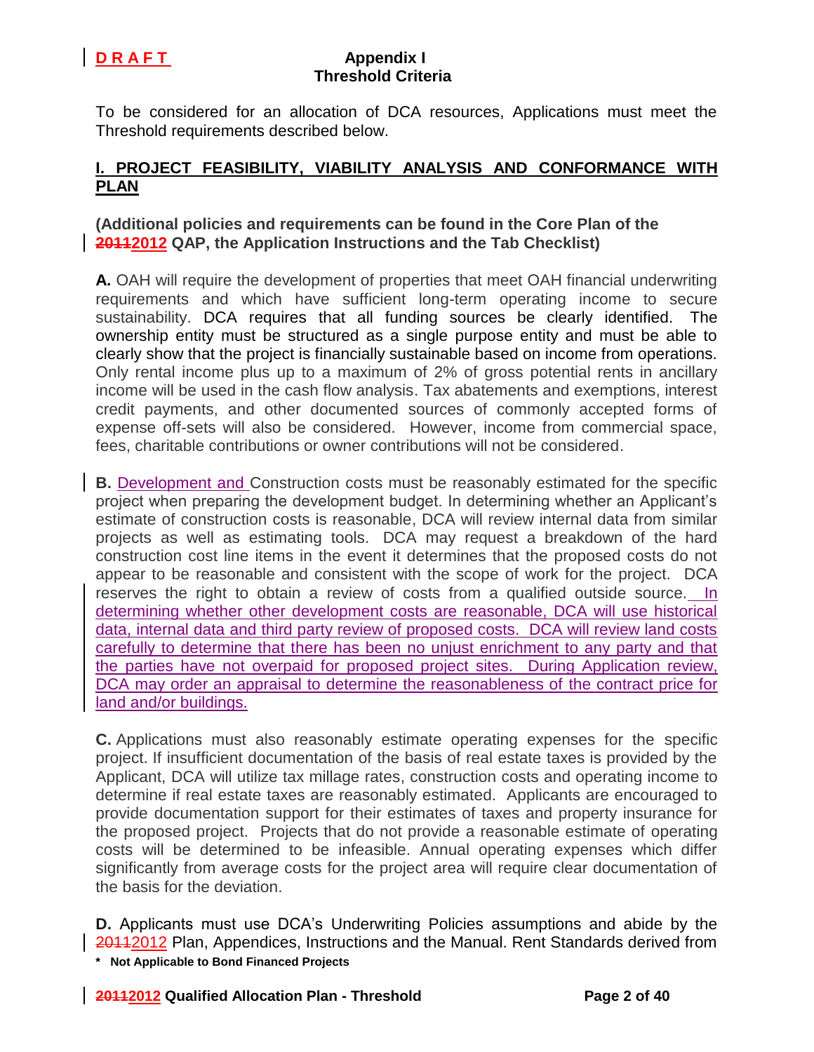D R A F T

# Appendix I
# Threshold Criteria

To be considered for an allocation of DCA resources, Applications must meet the Threshold requirements described below.

## I. PROJECT FEASIBILITY, VIABILITY ANALYSIS AND CONFORMANCE WITH PLAN

**(Additional policies and requirements can be found in the Core Plan of the ~~2011~~2012 QAP, the Application Instructions and the Tab Checklist)**

**A.** OAH will require the development of properties that meet OAH financial underwriting requirements and which have sufficient long-term operating income to secure sustainability. DCA requires that all funding sources be clearly identified. The ownership entity must be structured as a single purpose entity and must be able to clearly show that the project is financially sustainable based on income from operations. Only rental income plus up to a maximum of 2% of gross potential rents in ancillary income will be used in the cash flow analysis. Tax abatements and exemptions, interest credit payments, and other documented sources of commonly accepted forms of expense off-sets will also be considered. However, income from commercial space, fees, charitable contributions or owner contributions will not be considered.

**B.** Development and Construction costs must be reasonably estimated for the specific project when preparing the development budget. In determining whether an Applicant's estimate of construction costs is reasonable, DCA will review internal data from similar projects as well as estimating tools. DCA may request a breakdown of the hard construction cost line items in the event it determines that the proposed costs do not appear to be reasonable and consistent with the scope of work for the project. DCA reserves the right to obtain a review of costs from a qualified outside source. In determining whether other development costs are reasonable, DCA will use historical data, internal data and third party review of proposed costs. DCA will review land costs carefully to determine that there has been no unjust enrichment to any party and that the parties have not overpaid for proposed project sites. During Application review, DCA may order an appraisal to determine the reasonableness of the contract price for land and/or buildings.

**C.** Applications must also reasonably estimate operating expenses for the specific project. If insufficient documentation of the basis of real estate taxes is provided by the Applicant, DCA will utilize tax millage rates, construction costs and operating income to determine if real estate taxes are reasonably estimated. Applicants are encouraged to provide documentation support for their estimates of taxes and property insurance for the proposed project. Projects that do not provide a reasonable estimate of operating costs will be determined to be infeasible. Annual operating expenses which differ significantly from average costs for the project area will require clear documentation of the basis for the deviation.

**D.** Applicants must use DCA's Underwriting Policies assumptions and abide by the ~~2011~~2012 Plan, Appendices, Instructions and the Manual. Rent Standards derived from

**\* Not Applicable to Bond Financed Projects**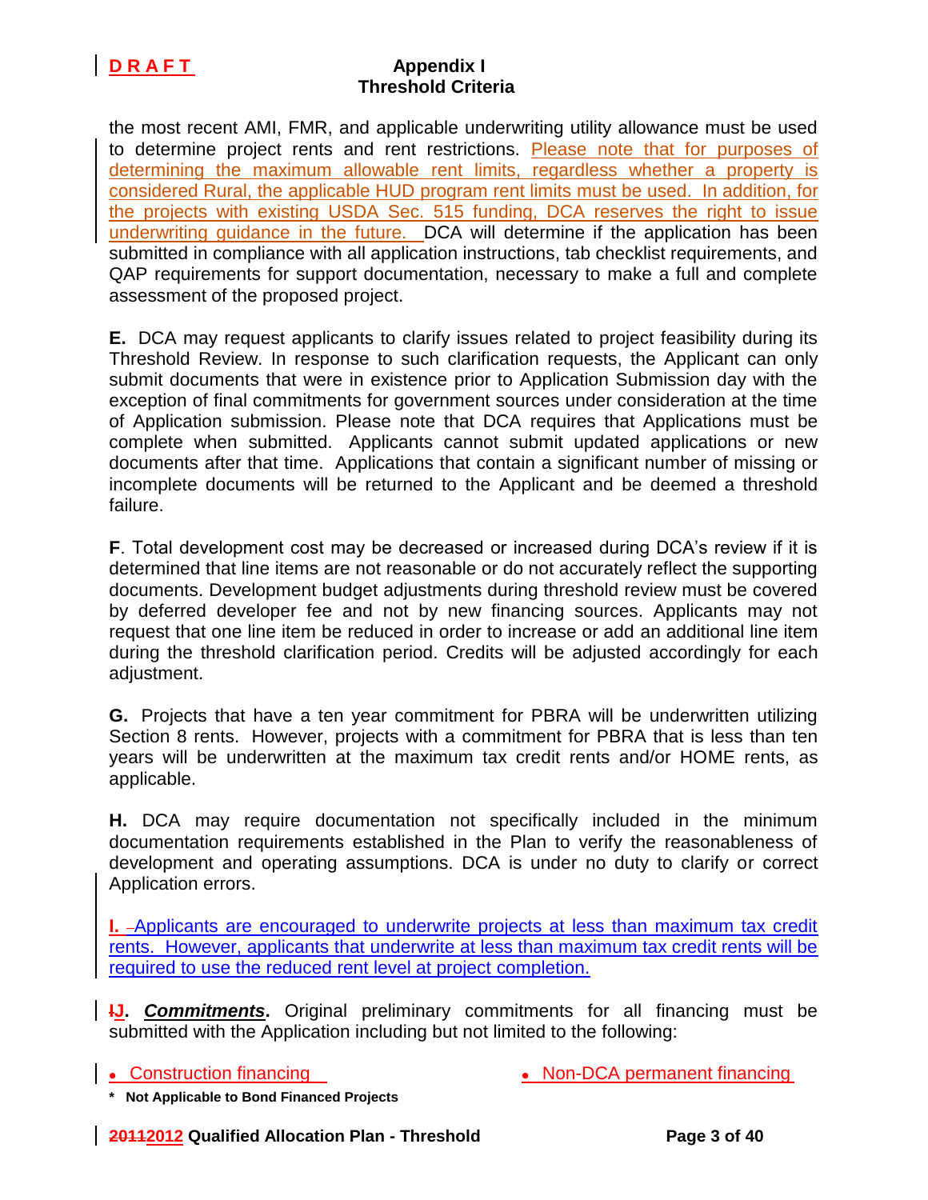the most recent AMI, FMR, and applicable underwriting utility allowance must be used to determine project rents and rent restrictions. Please note that for purposes of determining the maximum allowable rent limits, regardless whether a property is considered Rural, the applicable HUD program rent limits must be used. In addition, for the projects with existing USDA Sec. 515 funding, DCA reserves the right to issue underwriting guidance in the future. DCA will determine if the application has been submitted in compliance with all application instructions, tab checklist requirements, and QAP requirements for support documentation, necessary to make a full and complete assessment of the proposed project.

**E.** DCA may request applicants to clarify issues related to project feasibility during its Threshold Review. In response to such clarification requests, the Applicant can only submit documents that were in existence prior to Application Submission day with the exception of final commitments for government sources under consideration at the time of Application submission. Please note that DCA requires that Applications must be complete when submitted. Applicants cannot submit updated applications or new documents after that time. Applications that contain a significant number of missing or incomplete documents will be returned to the Applicant and be deemed a threshold failure.

**F**. Total development cost may be decreased or increased during DCA's review if it is determined that line items are not reasonable or do not accurately reflect the supporting documents. Development budget adjustments during threshold review must be covered by deferred developer fee and not by new financing sources. Applicants may not request that one line item be reduced in order to increase or add an additional line item during the threshold clarification period. Credits will be adjusted accordingly for each adjustment.

**G.** Projects that have a ten year commitment for PBRA will be underwritten utilizing Section 8 rents. However, projects with a commitment for PBRA that is less than ten years will be underwritten at the maximum tax credit rents and/or HOME rents, as applicable.

**H.** DCA may require documentation not specifically included in the minimum documentation requirements established in the Plan to verify the reasonableness of development and operating assumptions. DCA is under no duty to clarify or correct Application errors.

**I.** Applicants are encouraged to underwrite projects at less than maximum tax credit rents. However, applicants that underwrite at less than maximum tax credit rents will be required to use the reduced rent level at project completion.

**~~I~~J.** ***Commitments*****.** Original preliminary commitments for all financing must be submitted with the Application including but not limited to the following:

- Construction financing
- Non-DCA permanent financing

**\* Not Applicable to Bond Financed Projects**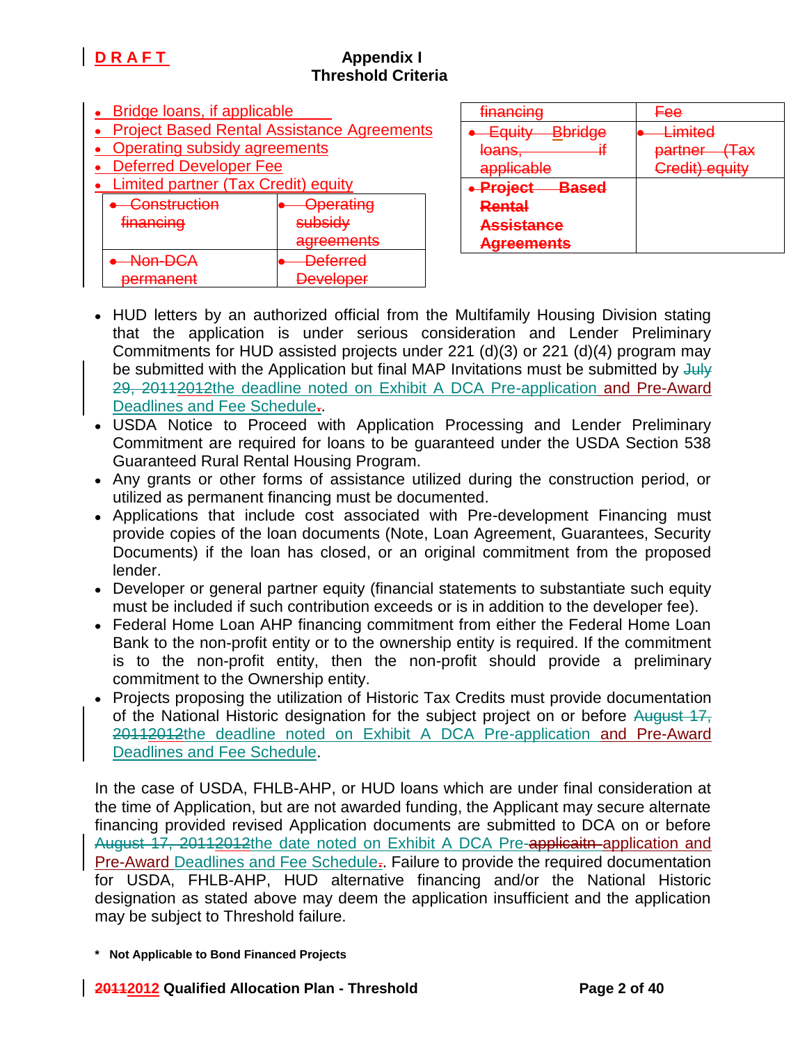# Appendix I
## Threshold Criteria

- Bridge loans, if applicable
- Project Based Rental Assistance Agreements
- Operating subsidy agreements
- Deferred Developer Fee
- Limited partner (Tax Credit) equity

| ~~Construction financing~~ | ~~Operating subsidy agreements~~ |
|---|---|
| ~~Non-DCA permanent~~ | ~~Deferred Developer~~ |

| ~~financing~~ | ~~Fee~~ |
|---|---|
| ~~Equity Bbridge loans, if applicable~~ | ~~Limited partner (Tax Credit) equity~~ |
| ~~**Project Based Rental Assistance Agreements**~~ | |

- HUD letters by an authorized official from the Multifamily Housing Division stating that the application is under serious consideration and Lender Preliminary Commitments for HUD assisted projects under 221 (d)(3) or 221 (d)(4) program may be submitted with the Application but final MAP Invitations must be submitted by ~~July 29, 2011~~2012the deadline noted on Exhibit A DCA Pre-application and Pre-Award Deadlines and Fee Schedule.
- USDA Notice to Proceed with Application Processing and Lender Preliminary Commitment are required for loans to be guaranteed under the USDA Section 538 Guaranteed Rural Rental Housing Program.
- Any grants or other forms of assistance utilized during the construction period, or utilized as permanent financing must be documented.
- Applications that include cost associated with Pre-development Financing must provide copies of the loan documents (Note, Loan Agreement, Guarantees, Security Documents) if the loan has closed, or an original commitment from the proposed lender.
- Developer or general partner equity (financial statements to substantiate such equity must be included if such contribution exceeds or is in addition to the developer fee).
- Federal Home Loan AHP financing commitment from either the Federal Home Loan Bank to the non-profit entity or to the ownership entity is required. If the commitment is to the non-profit entity, then the non-profit should provide a preliminary commitment to the Ownership entity.
- Projects proposing the utilization of Historic Tax Credits must provide documentation of the National Historic designation for the subject project on or before ~~August 17, 2011~~2012the deadline noted on Exhibit A DCA Pre-application and Pre-Award Deadlines and Fee Schedule.

In the case of USDA, FHLB-AHP, or HUD loans which are under final consideration at the time of Application, but are not awarded funding, the Applicant may secure alternate financing provided revised Application documents are submitted to DCA on or before ~~August 17, 2011~~2012the date noted on Exhibit A DCA Pre-~~applicaitn~~ application and Pre-Award Deadlines and Fee Schedule. Failure to provide the required documentation for USDA, FHLB-AHP, HUD alternative financing and/or the National Historic designation as stated above may deem the application insufficient and the application may be subject to Threshold failure.

**\* Not Applicable to Bond Financed Projects**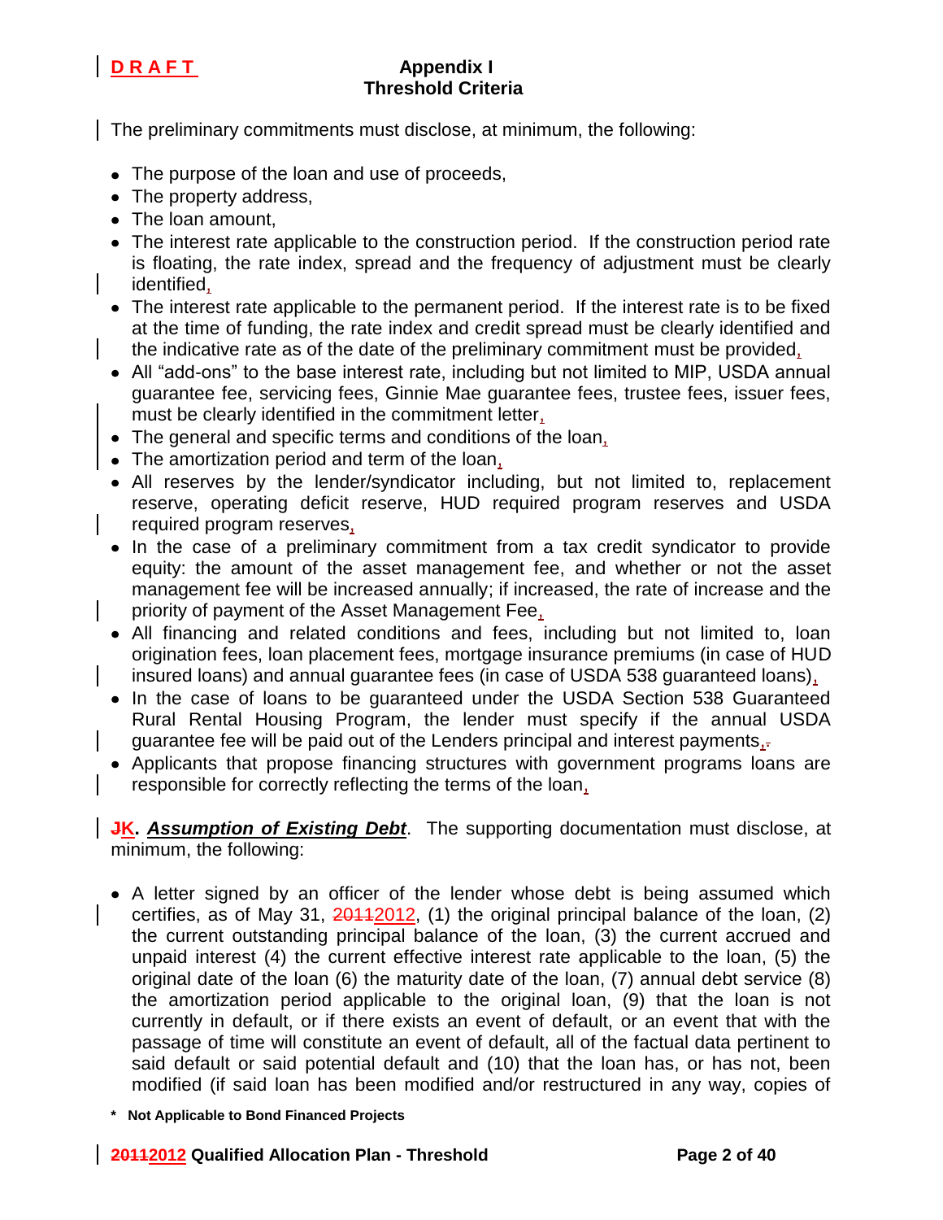**D R A F T**

**Appendix I**
**Threshold Criteria**

The preliminary commitments must disclose, at minimum, the following:

- The purpose of the loan and use of proceeds,
- The property address,
- The loan amount,
- The interest rate applicable to the construction period. If the construction period rate is floating, the rate index, spread and the frequency of adjustment must be clearly identified,
- The interest rate applicable to the permanent period. If the interest rate is to be fixed at the time of funding, the rate index and credit spread must be clearly identified and the indicative rate as of the date of the preliminary commitment must be provided,
- All "add-ons" to the base interest rate, including but not limited to MIP, USDA annual guarantee fee, servicing fees, Ginnie Mae guarantee fees, trustee fees, issuer fees, must be clearly identified in the commitment letter,
- The general and specific terms and conditions of the loan,
- The amortization period and term of the loan,
- All reserves by the lender/syndicator including, but not limited to, replacement reserve, operating deficit reserve, HUD required program reserves and USDA required program reserves,
- In the case of a preliminary commitment from a tax credit syndicator to provide equity: the amount of the asset management fee, and whether or not the asset management fee will be increased annually; if increased, the rate of increase and the priority of payment of the Asset Management Fee,
- All financing and related conditions and fees, including but not limited to, loan origination fees, loan placement fees, mortgage insurance premiums (in case of HUD insured loans) and annual guarantee fees (in case of USDA 538 guaranteed loans),
- In the case of loans to be guaranteed under the USDA Section 538 Guaranteed Rural Rental Housing Program, the lender must specify if the annual USDA guarantee fee will be paid out of the Lenders principal and interest payments,
- Applicants that propose financing structures with government programs loans are responsible for correctly reflecting the terms of the loan,

**~~J~~K. *Assumption of Existing Debt*.** The supporting documentation must disclose, at minimum, the following:

- A letter signed by an officer of the lender whose debt is being assumed which certifies, as of May 31, ~~2011~~2012, (1) the original principal balance of the loan, (2) the current outstanding principal balance of the loan, (3) the current accrued and unpaid interest (4) the current effective interest rate applicable to the loan, (5) the original date of the loan (6) the maturity date of the loan, (7) annual debt service (8) the amortization period applicable to the original loan, (9) that the loan is not currently in default, or if there exists an event of default, or an event that with the passage of time will constitute an event of default, all of the factual data pertinent to said default or said potential default and (10) that the loan has, or has not, been modified (if said loan has been modified and/or restructured in any way, copies of

**\* Not Applicable to Bond Financed Projects**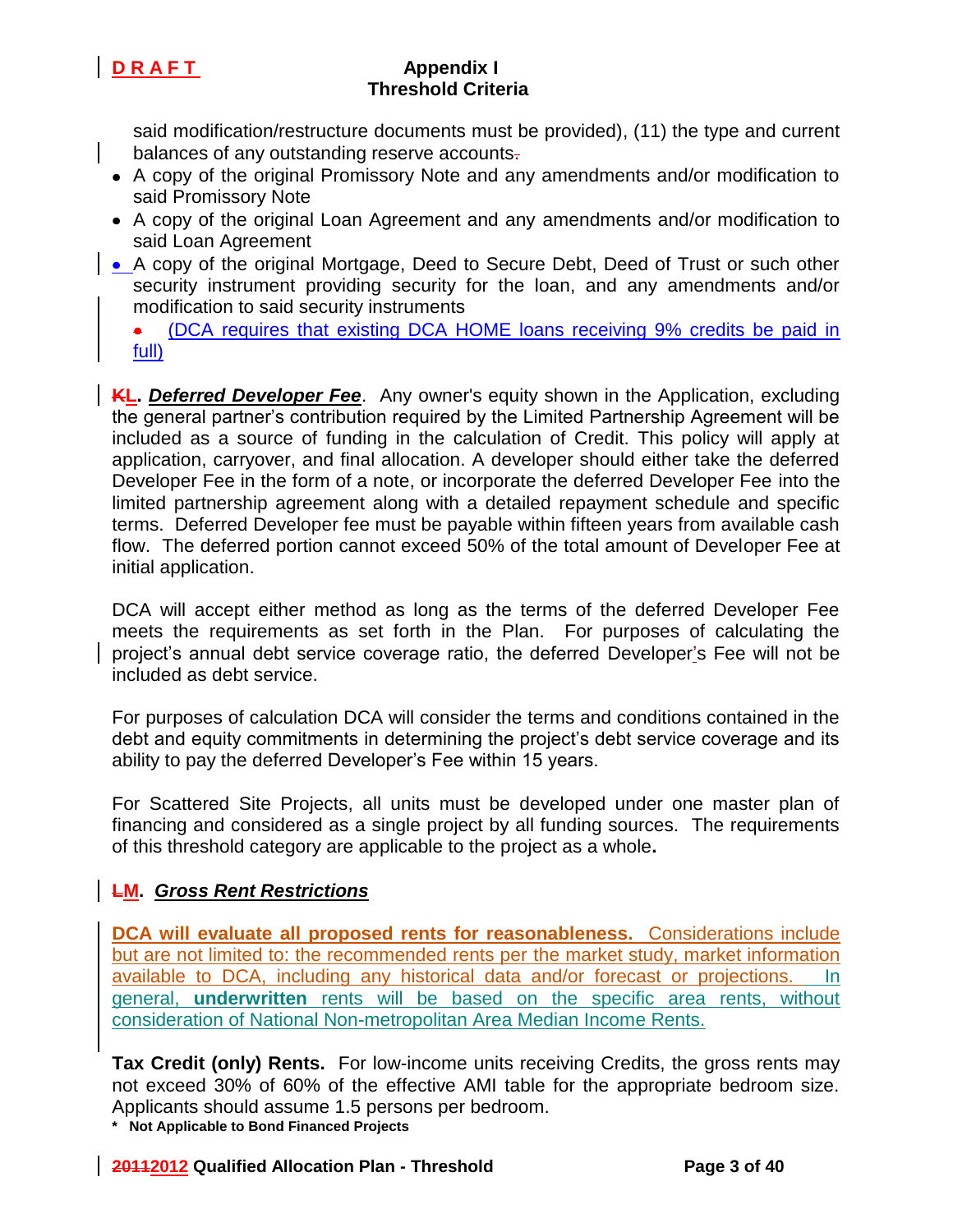said modification/restructure documents must be provided), (11) the type and current balances of any outstanding reserve accounts.

- A copy of the original Promissory Note and any amendments and/or modification to said Promissory Note
- A copy of the original Loan Agreement and any amendments and/or modification to said Loan Agreement
- A copy of the original Mortgage, Deed to Secure Debt, Deed of Trust or such other security instrument providing security for the loan, and any amendments and/or modification to said security instruments
- (DCA requires that existing DCA HOME loans receiving 9% credits be paid in full)

**KL. *Deferred Developer Fee***. Any owner's equity shown in the Application, excluding the general partner's contribution required by the Limited Partnership Agreement will be included as a source of funding in the calculation of Credit. This policy will apply at application, carryover, and final allocation. A developer should either take the deferred Developer Fee in the form of a note, or incorporate the deferred Developer Fee into the limited partnership agreement along with a detailed repayment schedule and specific terms. Deferred Developer fee must be payable within fifteen years from available cash flow. The deferred portion cannot exceed 50% of the total amount of Developer Fee at initial application.

DCA will accept either method as long as the terms of the deferred Developer Fee meets the requirements as set forth in the Plan. For purposes of calculating the project's annual debt service coverage ratio, the deferred Developer's Fee will not be included as debt service.

For purposes of calculation DCA will consider the terms and conditions contained in the debt and equity commitments in determining the project's debt service coverage and its ability to pay the deferred Developer's Fee within 15 years.

For Scattered Site Projects, all units must be developed under one master plan of financing and considered as a single project by all funding sources. The requirements of this threshold category are applicable to the project as a whole.

## LM. *Gross Rent Restrictions*

**DCA will evaluate all proposed rents for reasonableness.** Considerations include but are not limited to: the recommended rents per the market study, market information available to DCA, including any historical data and/or forecast or projections. In general, **underwritten** rents will be based on the specific area rents, without consideration of National Non-metropolitan Area Median Income Rents.

**Tax Credit (only) Rents.** For low-income units receiving Credits, the gross rents may not exceed 30% of 60% of the effective AMI table for the appropriate bedroom size. Applicants should assume 1.5 persons per bedroom.

**\* Not Applicable to Bond Financed Projects**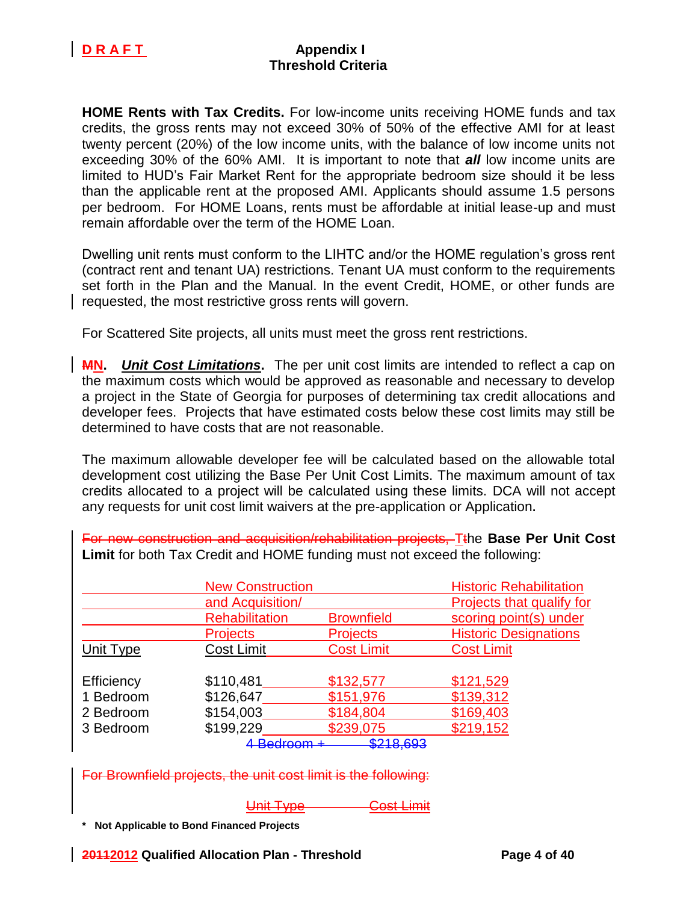**HOME Rents with Tax Credits.** For low-income units receiving HOME funds and tax credits, the gross rents may not exceed 30% of 50% of the effective AMI for at least twenty percent (20%) of the low income units, with the balance of low income units not exceeding 30% of the 60% AMI. It is important to note that ***all*** low income units are limited to HUD's Fair Market Rent for the appropriate bedroom size should it be less than the applicable rent at the proposed AMI. Applicants should assume 1.5 persons per bedroom. For HOME Loans, rents must be affordable at initial lease-up and must remain affordable over the term of the HOME Loan.

Dwelling unit rents must conform to the LIHTC and/or the HOME regulation's gross rent (contract rent and tenant UA) restrictions. Tenant UA must conform to the requirements set forth in the Plan and the Manual. In the event Credit, HOME, or other funds are requested, the most restrictive gross rents will govern.

For Scattered Site projects, all units must meet the gross rent restrictions.

~~M~~N. ***Unit Cost Limitations***. The per unit cost limits are intended to reflect a cap on the maximum costs which would be approved as reasonable and necessary to develop a project in the State of Georgia for purposes of determining tax credit allocations and developer fees. Projects that have estimated costs below these cost limits may still be determined to have costs that are not reasonable.

The maximum allowable developer fee will be calculated based on the allowable total development cost utilizing the Base Per Unit Cost Limits. The maximum amount of tax credits allocated to a project will be calculated using these limits. DCA will not accept any requests for unit cost limit waivers at the pre-application or Application.

~~For new construction and acquisition/rehabilitation projects, T~~The **Base Per Unit Cost Limit** for both Tax Credit and HOME funding must not exceed the following:

| Unit Type | New Construction and Acquisition/ Rehabilitation Projects Cost Limit | Brownfield Projects Cost Limit | Historic Rehabilitation Projects that qualify for scoring point(s) under Historic Designations Cost Limit |
|---|---|---|---|
| Efficiency | $110,481 | $132,577 | $121,529 |
| 1 Bedroom | $126,647 | $151,976 | $139,312 |
| 2 Bedroom | $154,003 | $184,804 | $169,403 |
| 3 Bedroom | $199,229 | $239,075 | $219,152 |
| ~~4 Bedroom +~~ | ~~$218,693~~ | | |

~~For Brownfield projects, the unit cost limit is the following:~~

~~Unit Type~~ ~~Cost Limit~~

**\* Not Applicable to Bond Financed Projects**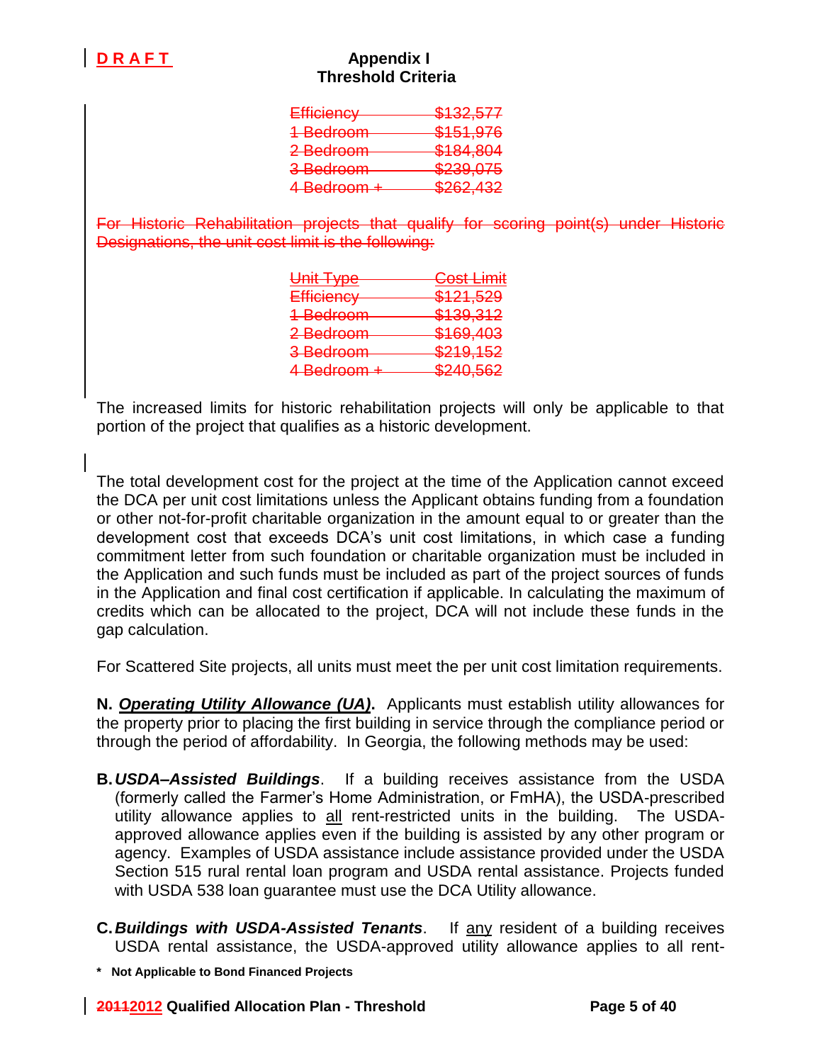**D R A F T**

**Appendix I**
**Threshold Criteria**

| | |
|---|---|
| ~~Efficiency~~ | ~~$132,577~~ |
| ~~1 Bedroom~~ | ~~$151,976~~ |
| ~~2 Bedroom~~ | ~~$184,804~~ |
| ~~3 Bedroom~~ | ~~$239,075~~ |
| ~~4 Bedroom +~~ | ~~$262,432~~ |

~~For Historic Rehabilitation projects that qualify for scoring point(s) under Historic Designations, the unit cost limit is the following:~~

| ~~Unit Type~~ | ~~Cost Limit~~ |
|---|---|
| ~~Efficiency~~ | ~~$121,529~~ |
| ~~1 Bedroom~~ | ~~$139,312~~ |
| ~~2 Bedroom~~ | ~~$169,403~~ |
| ~~3 Bedroom~~ | ~~$219,152~~ |
| ~~4 Bedroom +~~ | ~~$240,562~~ |

The increased limits for historic rehabilitation projects will only be applicable to that portion of the project that qualifies as a historic development.

The total development cost for the project at the time of the Application cannot exceed the DCA per unit cost limitations unless the Applicant obtains funding from a foundation or other not-for-profit charitable organization in the amount equal to or greater than the development cost that exceeds DCA's unit cost limitations, in which case a funding commitment letter from such foundation or charitable organization must be included in the Application and such funds must be included as part of the project sources of funds in the Application and final cost certification if applicable. In calculating the maximum of credits which can be allocated to the project, DCA will not include these funds in the gap calculation.

For Scattered Site projects, all units must meet the per unit cost limitation requirements.

**N. *Operating Utility Allowance (UA)*.** Applicants must establish utility allowances for the property prior to placing the first building in service through the compliance period or through the period of affordability. In Georgia, the following methods may be used:

**B. *USDA–Assisted Buildings*.** If a building receives assistance from the USDA (formerly called the Farmer's Home Administration, or FmHA), the USDA-prescribed utility allowance applies to all rent-restricted units in the building. The USDA-approved allowance applies even if the building is assisted by any other program or agency. Examples of USDA assistance include assistance provided under the USDA Section 515 rural rental loan program and USDA rental assistance. Projects funded with USDA 538 loan guarantee must use the DCA Utility allowance.

**C. *Buildings with USDA-Assisted Tenants*.** If any resident of a building receives USDA rental assistance, the USDA-approved utility allowance applies to all rent-

**\* Not Applicable to Bond Financed Projects**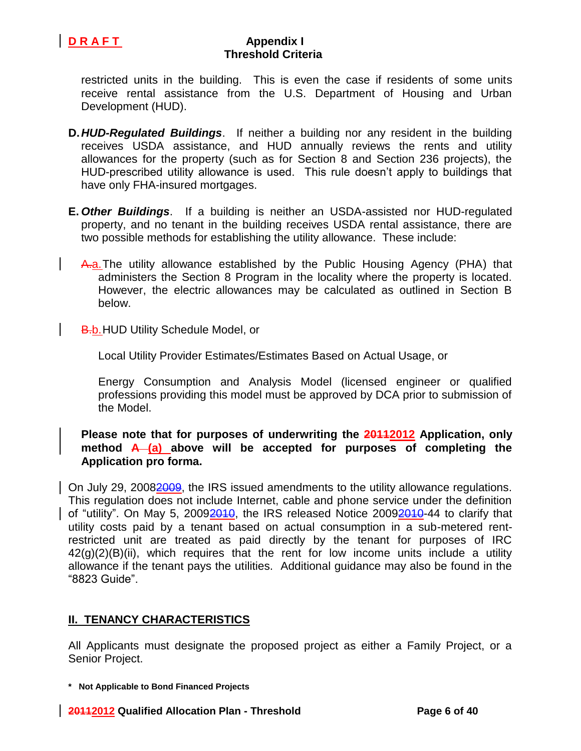restricted units in the building. This is even the case if residents of some units receive rental assistance from the U.S. Department of Housing and Urban Development (HUD).

**D.** ***HUD-Regulated Buildings***. If neither a building nor any resident in the building receives USDA assistance, and HUD annually reviews the rents and utility allowances for the property (such as for Section 8 and Section 236 projects), the HUD-prescribed utility allowance is used. This rule doesn't apply to buildings that have only FHA-insured mortgages.

**E.** ***Other Buildings***. If a building is neither an USDA-assisted nor HUD-regulated property, and no tenant in the building receives USDA rental assistance, there are two possible methods for establishing the utility allowance. These include:

~~A.~~a. The utility allowance established by the Public Housing Agency (PHA) that administers the Section 8 Program in the locality where the property is located. However, the electric allowances may be calculated as outlined in Section B below.

~~B.~~b. HUD Utility Schedule Model, or

Local Utility Provider Estimates/Estimates Based on Actual Usage, or

Energy Consumption and Analysis Model (licensed engineer or qualified professions providing this model must be approved by DCA prior to submission of the Model.

**Please note that for purposes of underwriting the ~~2011~~2012 Application, only method ~~A~~ (a) above will be accepted for purposes of completing the Application pro forma.**

On July 29, ~~2008~~2009, the IRS issued amendments to the utility allowance regulations. This regulation does not include Internet, cable and phone service under the definition of "utility". On May 5, ~~2009~~2010, the IRS released Notice ~~2009~~2010-44 to clarify that utility costs paid by a tenant based on actual consumption in a sub-metered rent-restricted unit are treated as paid directly by the tenant for purposes of IRC 42(g)(2)(B)(ii), which requires that the rent for low income units include a utility allowance if the tenant pays the utilities. Additional guidance may also be found in the "8823 Guide".

## II. TENANCY CHARACTERISTICS

All Applicants must designate the proposed project as either a Family Project, or a Senior Project.

**\* Not Applicable to Bond Financed Projects**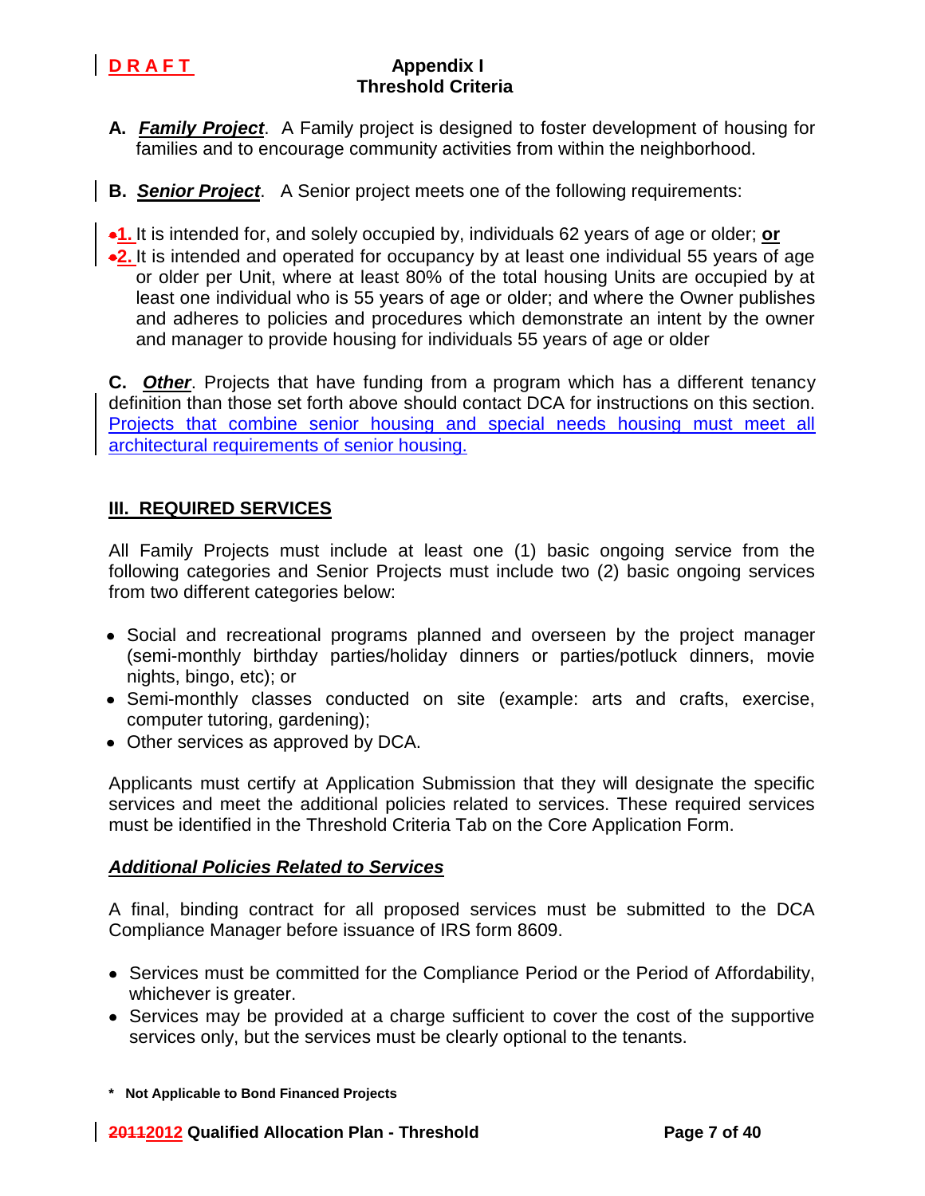**A. *Family Project*.** A Family project is designed to foster development of housing for families and to encourage community activities from within the neighborhood.

**B. *Senior Project*.** A Senior project meets one of the following requirements:

1. It is intended for, and solely occupied by, individuals 62 years of age or older; **or**
2. It is intended and operated for occupancy by at least one individual 55 years of age or older per Unit, where at least 80% of the total housing Units are occupied by at least one individual who is 55 years of age or older; and where the Owner publishes and adheres to policies and procedures which demonstrate an intent by the owner and manager to provide housing for individuals 55 years of age or older

**C. *Other*.** Projects that have funding from a program which has a different tenancy definition than those set forth above should contact DCA for instructions on this section. Projects that combine senior housing and special needs housing must meet all architectural requirements of senior housing.

## III. REQUIRED SERVICES

All Family Projects must include at least one (1) basic ongoing service from the following categories and Senior Projects must include two (2) basic ongoing services from two different categories below:

- Social and recreational programs planned and overseen by the project manager (semi-monthly birthday parties/holiday dinners or parties/potluck dinners, movie nights, bingo, etc); or
- Semi-monthly classes conducted on site (example: arts and crafts, exercise, computer tutoring, gardening);
- Other services as approved by DCA.

Applicants must certify at Application Submission that they will designate the specific services and meet the additional policies related to services. These required services must be identified in the Threshold Criteria Tab on the Core Application Form.

### *Additional Policies Related to Services*

A final, binding contract for all proposed services must be submitted to the DCA Compliance Manager before issuance of IRS form 8609.

- Services must be committed for the Compliance Period or the Period of Affordability, whichever is greater.
- Services may be provided at a charge sufficient to cover the cost of the supportive services only, but the services must be clearly optional to the tenants.

**\* Not Applicable to Bond Financed Projects**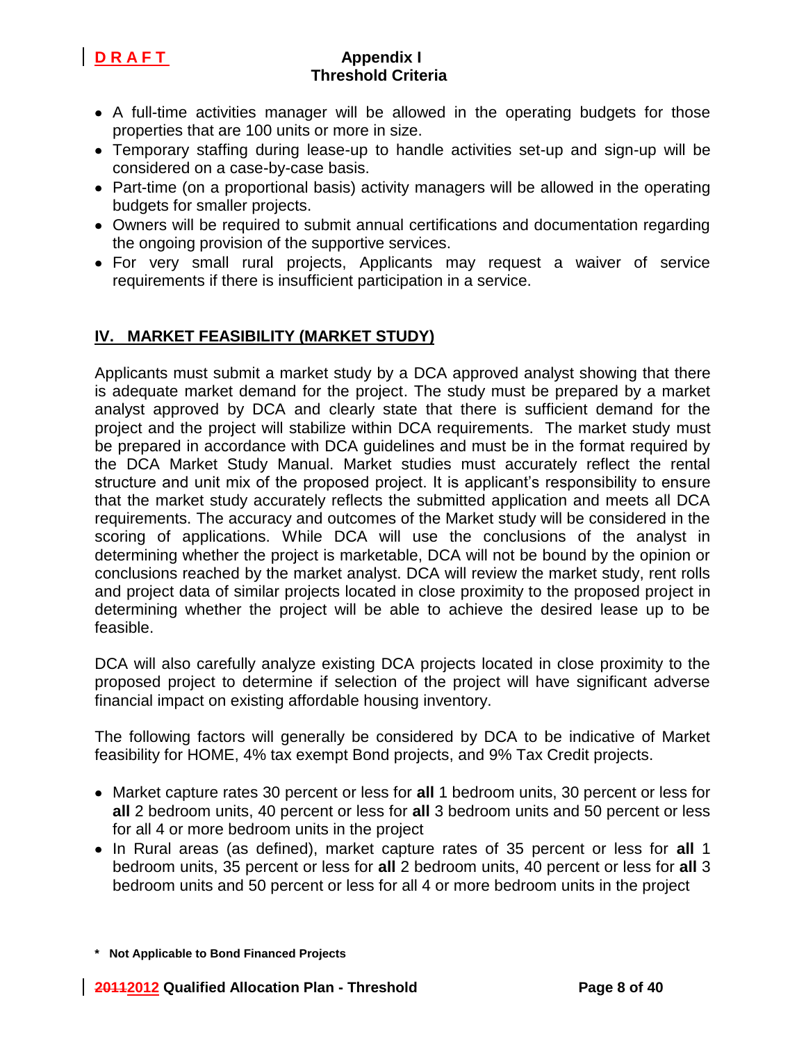- A full-time activities manager will be allowed in the operating budgets for those properties that are 100 units or more in size.
- Temporary staffing during lease-up to handle activities set-up and sign-up will be considered on a case-by-case basis.
- Part-time (on a proportional basis) activity managers will be allowed in the operating budgets for smaller projects.
- Owners will be required to submit annual certifications and documentation regarding the ongoing provision of the supportive services.
- For very small rural projects, Applicants may request a waiver of service requirements if there is insufficient participation in a service.

## IV. MARKET FEASIBILITY (MARKET STUDY)

Applicants must submit a market study by a DCA approved analyst showing that there is adequate market demand for the project. The study must be prepared by a market analyst approved by DCA and clearly state that there is sufficient demand for the project and the project will stabilize within DCA requirements. The market study must be prepared in accordance with DCA guidelines and must be in the format required by the DCA Market Study Manual. Market studies must accurately reflect the rental structure and unit mix of the proposed project. It is applicant's responsibility to ensure that the market study accurately reflects the submitted application and meets all DCA requirements. The accuracy and outcomes of the Market study will be considered in the scoring of applications. While DCA will use the conclusions of the analyst in determining whether the project is marketable, DCA will not be bound by the opinion or conclusions reached by the market analyst. DCA will review the market study, rent rolls and project data of similar projects located in close proximity to the proposed project in determining whether the project will be able to achieve the desired lease up to be feasible.

DCA will also carefully analyze existing DCA projects located in close proximity to the proposed project to determine if selection of the project will have significant adverse financial impact on existing affordable housing inventory.

The following factors will generally be considered by DCA to be indicative of Market feasibility for HOME, 4% tax exempt Bond projects, and 9% Tax Credit projects.

- Market capture rates 30 percent or less for **all** 1 bedroom units, 30 percent or less for **all** 2 bedroom units, 40 percent or less for **all** 3 bedroom units and 50 percent or less for all 4 or more bedroom units in the project
- In Rural areas (as defined), market capture rates of 35 percent or less for **all** 1 bedroom units, 35 percent or less for **all** 2 bedroom units, 40 percent or less for **all** 3 bedroom units and 50 percent or less for all 4 or more bedroom units in the project

**\* Not Applicable to Bond Financed Projects**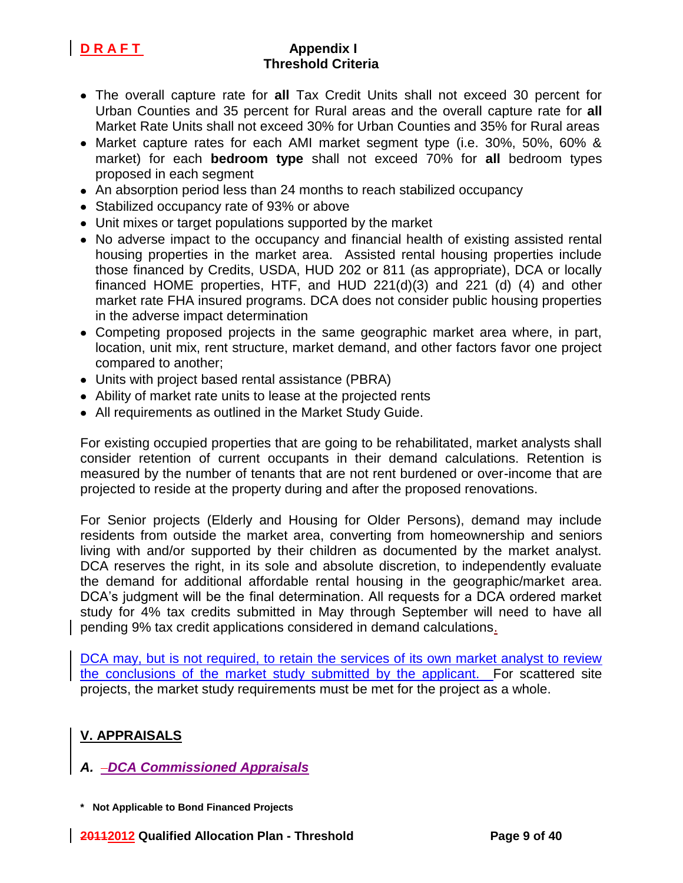- The overall capture rate for **all** Tax Credit Units shall not exceed 30 percent for Urban Counties and 35 percent for Rural areas and the overall capture rate for **all** Market Rate Units shall not exceed 30% for Urban Counties and 35% for Rural areas
- Market capture rates for each AMI market segment type (i.e. 30%, 50%, 60% & market) for each **bedroom type** shall not exceed 70% for **all** bedroom types proposed in each segment
- An absorption period less than 24 months to reach stabilized occupancy
- Stabilized occupancy rate of 93% or above
- Unit mixes or target populations supported by the market
- No adverse impact to the occupancy and financial health of existing assisted rental housing properties in the market area. Assisted rental housing properties include those financed by Credits, USDA, HUD 202 or 811 (as appropriate), DCA or locally financed HOME properties, HTF, and HUD 221(d)(3) and 221 (d) (4) and other market rate FHA insured programs. DCA does not consider public housing properties in the adverse impact determination
- Competing proposed projects in the same geographic market area where, in part, location, unit mix, rent structure, market demand, and other factors favor one project compared to another;
- Units with project based rental assistance (PBRA)
- Ability of market rate units to lease at the projected rents
- All requirements as outlined in the Market Study Guide.

For existing occupied properties that are going to be rehabilitated, market analysts shall consider retention of current occupants in their demand calculations. Retention is measured by the number of tenants that are not rent burdened or over-income that are projected to reside at the property during and after the proposed renovations.

For Senior projects (Elderly and Housing for Older Persons), demand may include residents from outside the market area, converting from homeownership and seniors living with and/or supported by their children as documented by the market analyst. DCA reserves the right, in its sole and absolute discretion, to independently evaluate the demand for additional affordable rental housing in the geographic/market area. DCA's judgment will be the final determination. All requests for a DCA ordered market study for 4% tax credits submitted in May through September will need to have all pending 9% tax credit applications considered in demand calculations.

DCA may, but is not required, to retain the services of its own market analyst to review the conclusions of the market study submitted by the applicant. For scattered site projects, the market study requirements must be met for the project as a whole.

## V. APPRAISALS

### *A. DCA Commissioned Appraisals*

**\* Not Applicable to Bond Financed Projects**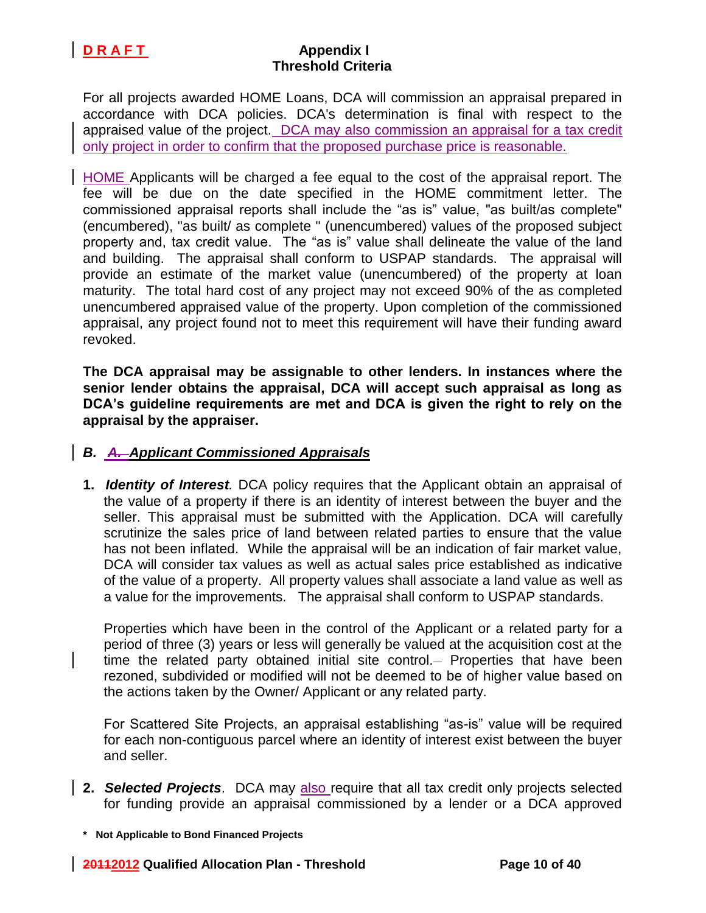For all projects awarded HOME Loans, DCA will commission an appraisal prepared in accordance with DCA policies. DCA's determination is final with respect to the appraised value of the project. DCA may also commission an appraisal for a tax credit only project in order to confirm that the proposed purchase price is reasonable.

HOME Applicants will be charged a fee equal to the cost of the appraisal report. The fee will be due on the date specified in the HOME commitment letter. The commissioned appraisal reports shall include the "as is" value, "as built/as complete" (encumbered), "as built/ as complete " (unencumbered) values of the proposed subject property and, tax credit value. The "as is" value shall delineate the value of the land and building. The appraisal shall conform to USPAP standards. The appraisal will provide an estimate of the market value (unencumbered) of the property at loan maturity. The total hard cost of any project may not exceed 90% of the as completed unencumbered appraised value of the property. Upon completion of the commissioned appraisal, any project found not to meet this requirement will have their funding award revoked.

**The DCA appraisal may be assignable to other lenders. In instances where the senior lender obtains the appraisal, DCA will accept such appraisal as long as DCA's guideline requirements are met and DCA is given the right to rely on the appraisal by the appraiser.**

***B. ~~A.~~ Applicant Commissioned Appraisals***

1. ***Identity of Interest****.* DCA policy requires that the Applicant obtain an appraisal of the value of a property if there is an identity of interest between the buyer and the seller. This appraisal must be submitted with the Application. DCA will carefully scrutinize the sales price of land between related parties to ensure that the value has not been inflated. While the appraisal will be an indication of fair market value, DCA will consider tax values as well as actual sales price established as indicative of the value of a property. All property values shall associate a land value as well as a value for the improvements. The appraisal shall conform to USPAP standards.

   Properties which have been in the control of the Applicant or a related party for a period of three (3) years or less will generally be valued at the acquisition cost at the time the related party obtained initial site control. Properties that have been rezoned, subdivided or modified will not be deemed to be of higher value based on the actions taken by the Owner/ Applicant or any related party.

   For Scattered Site Projects, an appraisal establishing "as-is" value will be required for each non-contiguous parcel where an identity of interest exist between the buyer and seller.

2. ***Selected Projects***. DCA may also require that all tax credit only projects selected for funding provide an appraisal commissioned by a lender or a DCA approved

**\* Not Applicable to Bond Financed Projects**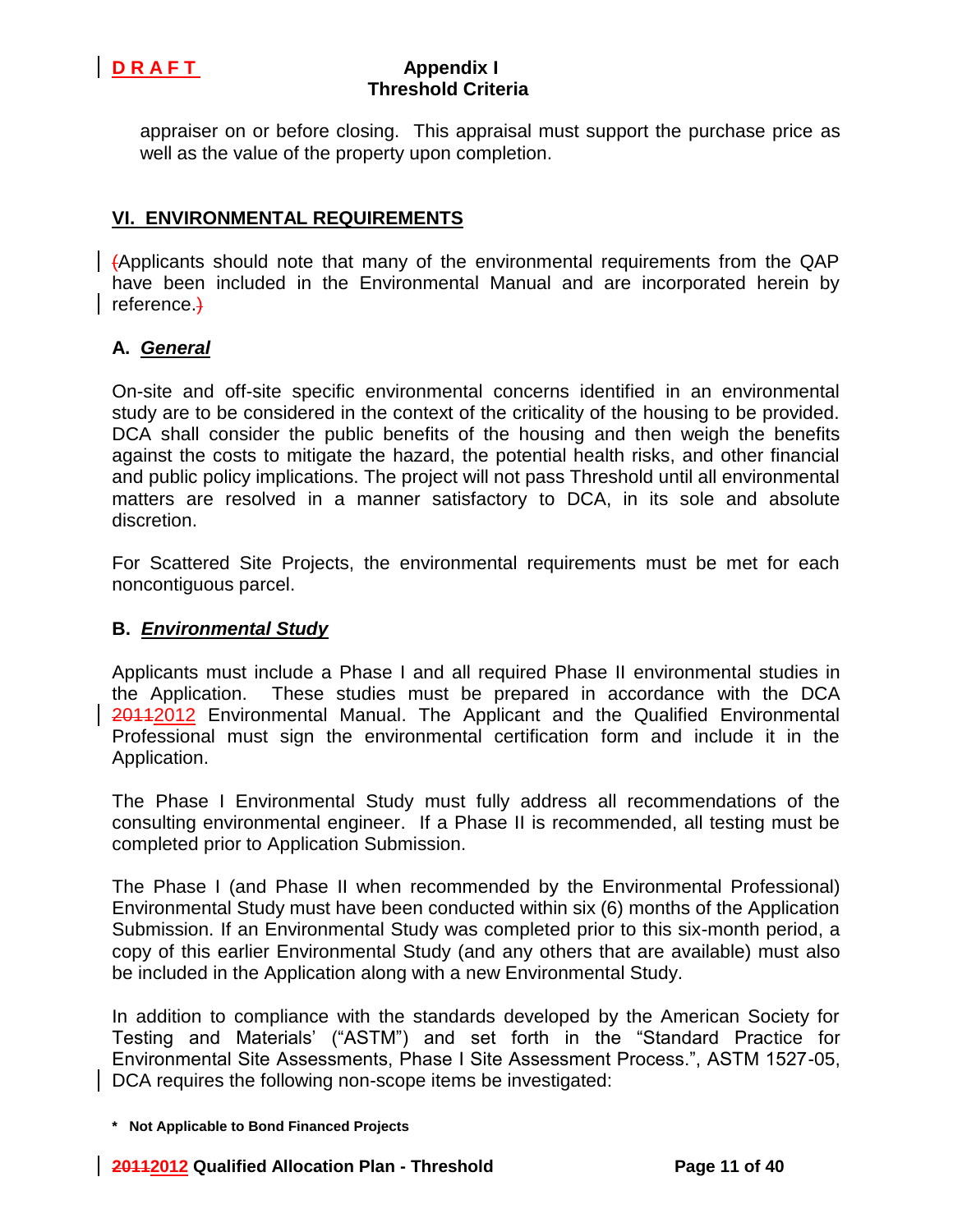appraiser on or before closing. This appraisal must support the purchase price as well as the value of the property upon completion.

## VI. ENVIRONMENTAL REQUIREMENTS

(Applicants should note that many of the environmental requirements from the QAP have been included in the Environmental Manual and are incorporated herein by reference.)

### A. *General*

On-site and off-site specific environmental concerns identified in an environmental study are to be considered in the context of the criticality of the housing to be provided. DCA shall consider the public benefits of the housing and then weigh the benefits against the costs to mitigate the hazard, the potential health risks, and other financial and public policy implications. The project will not pass Threshold until all environmental matters are resolved in a manner satisfactory to DCA, in its sole and absolute discretion.

For Scattered Site Projects, the environmental requirements must be met for each noncontiguous parcel.

### B. *Environmental Study*

Applicants must include a Phase I and all required Phase II environmental studies in the Application. These studies must be prepared in accordance with the DCA ~~2011~~2012 Environmental Manual. The Applicant and the Qualified Environmental Professional must sign the environmental certification form and include it in the Application.

The Phase I Environmental Study must fully address all recommendations of the consulting environmental engineer. If a Phase II is recommended, all testing must be completed prior to Application Submission.

The Phase I (and Phase II when recommended by the Environmental Professional) Environmental Study must have been conducted within six (6) months of the Application Submission. If an Environmental Study was completed prior to this six-month period, a copy of this earlier Environmental Study (and any others that are available) must also be included in the Application along with a new Environmental Study.

In addition to compliance with the standards developed by the American Society for Testing and Materials' ("ASTM") and set forth in the "Standard Practice for Environmental Site Assessments, Phase I Site Assessment Process.", ASTM 1527-05, DCA requires the following non-scope items be investigated:

**\* Not Applicable to Bond Financed Projects**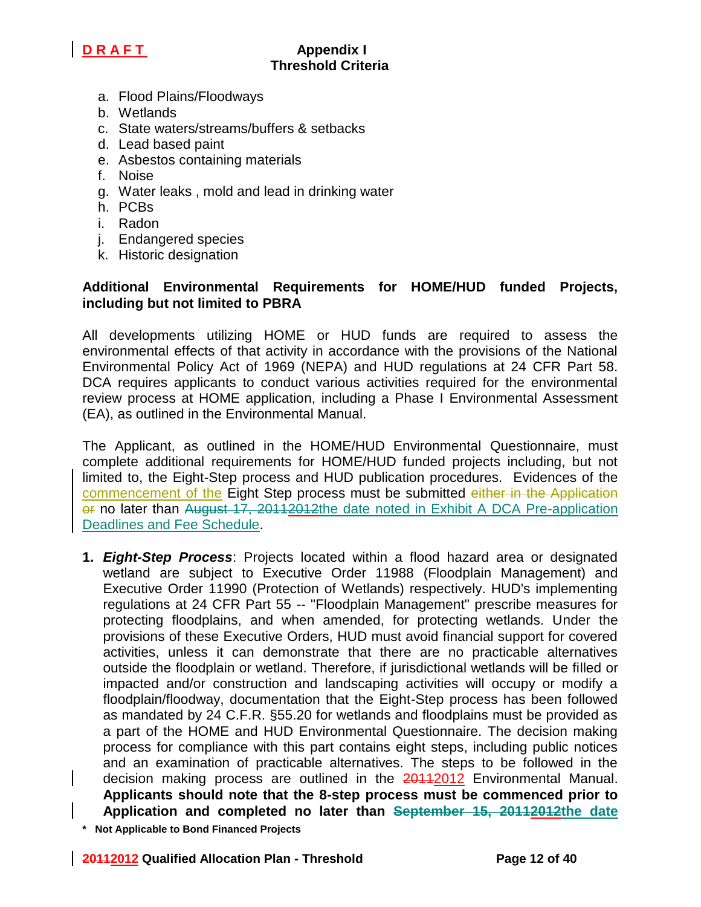a. Flood Plains/Floodways
b. Wetlands
c. State waters/streams/buffers & setbacks
d. Lead based paint
e. Asbestos containing materials
f. Noise
g. Water leaks , mold and lead in drinking water
h. PCBs
i. Radon
j. Endangered species
k. Historic designation

**Additional Environmental Requirements for HOME/HUD funded Projects, including but not limited to PBRA**

All developments utilizing HOME or HUD funds are required to assess the environmental effects of that activity in accordance with the provisions of the National Environmental Policy Act of 1969 (NEPA) and HUD regulations at 24 CFR Part 58. DCA requires applicants to conduct various activities required for the environmental review process at HOME application, including a Phase I Environmental Assessment (EA), as outlined in the Environmental Manual.

The Applicant, as outlined in the HOME/HUD Environmental Questionnaire, must complete additional requirements for HOME/HUD funded projects including, but not limited to, the Eight-Step process and HUD publication procedures. Evidences of the commencement of the Eight Step process must be submitted ~~either in the Application or~~ no later than ~~August 17, 2011~~2012the date noted in Exhibit A DCA Pre-application Deadlines and Fee Schedule.

1. ***Eight-Step Process***: Projects located within a flood hazard area or designated wetland are subject to Executive Order 11988 (Floodplain Management) and Executive Order 11990 (Protection of Wetlands) respectively. HUD's implementing regulations at 24 CFR Part 55 -- "Floodplain Management" prescribe measures for protecting floodplains, and when amended, for protecting wetlands. Under the provisions of these Executive Orders, HUD must avoid financial support for covered activities, unless it can demonstrate that there are no practicable alternatives outside the floodplain or wetland. Therefore, if jurisdictional wetlands will be filled or impacted and/or construction and landscaping activities will occupy or modify a floodplain/floodway, documentation that the Eight-Step process has been followed as mandated by 24 C.F.R. §55.20 for wetlands and floodplains must be provided as a part of the HOME and HUD Environmental Questionnaire. The decision making process for compliance with this part contains eight steps, including public notices and an examination of practicable alternatives. The steps to be followed in the decision making process are outlined in the ~~2011~~2012 Environmental Manual. **Applicants should note that the 8-step process must be commenced prior to Application and completed no later than ~~September 15, 2011~~2012the date**

**\* Not Applicable to Bond Financed Projects**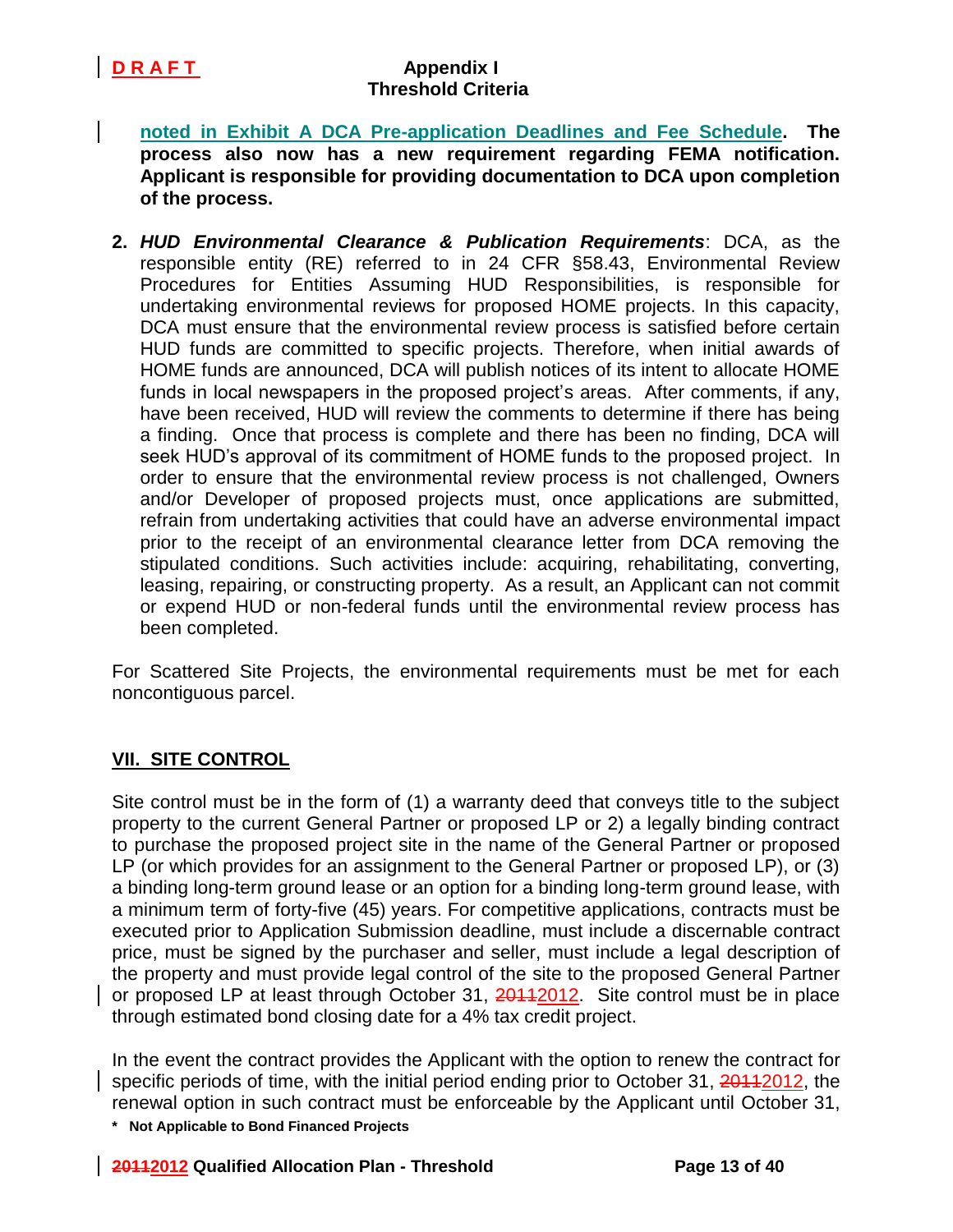**noted in Exhibit A DCA Pre-application Deadlines and Fee Schedule. The process also now has a new requirement regarding FEMA notification. Applicant is responsible for providing documentation to DCA upon completion of the process.**

2. ***HUD Environmental Clearance & Publication Requirements***: DCA, as the responsible entity (RE) referred to in 24 CFR §58.43, Environmental Review Procedures for Entities Assuming HUD Responsibilities, is responsible for undertaking environmental reviews for proposed HOME projects. In this capacity, DCA must ensure that the environmental review process is satisfied before certain HUD funds are committed to specific projects. Therefore, when initial awards of HOME funds are announced, DCA will publish notices of its intent to allocate HOME funds in local newspapers in the proposed project's areas. After comments, if any, have been received, HUD will review the comments to determine if there has being a finding. Once that process is complete and there has been no finding, DCA will seek HUD's approval of its commitment of HOME funds to the proposed project. In order to ensure that the environmental review process is not challenged, Owners and/or Developer of proposed projects must, once applications are submitted, refrain from undertaking activities that could have an adverse environmental impact prior to the receipt of an environmental clearance letter from DCA removing the stipulated conditions. Such activities include: acquiring, rehabilitating, converting, leasing, repairing, or constructing property. As a result, an Applicant can not commit or expend HUD or non-federal funds until the environmental review process has been completed.

For Scattered Site Projects, the environmental requirements must be met for each noncontiguous parcel.

## VII. SITE CONTROL

Site control must be in the form of (1) a warranty deed that conveys title to the subject property to the current General Partner or proposed LP or 2) a legally binding contract to purchase the proposed project site in the name of the General Partner or proposed LP (or which provides for an assignment to the General Partner or proposed LP), or (3) a binding long-term ground lease or an option for a binding long-term ground lease, with a minimum term of forty-five (45) years. For competitive applications, contracts must be executed prior to Application Submission deadline, must include a discernable contract price, must be signed by the purchaser and seller, must include a legal description of the property and must provide legal control of the site to the proposed General Partner or proposed LP at least through October 31, ~~2011~~2012. Site control must be in place through estimated bond closing date for a 4% tax credit project.

In the event the contract provides the Applicant with the option to renew the contract for specific periods of time, with the initial period ending prior to October 31, ~~2011~~2012, the renewal option in such contract must be enforceable by the Applicant until October 31,

**\* Not Applicable to Bond Financed Projects**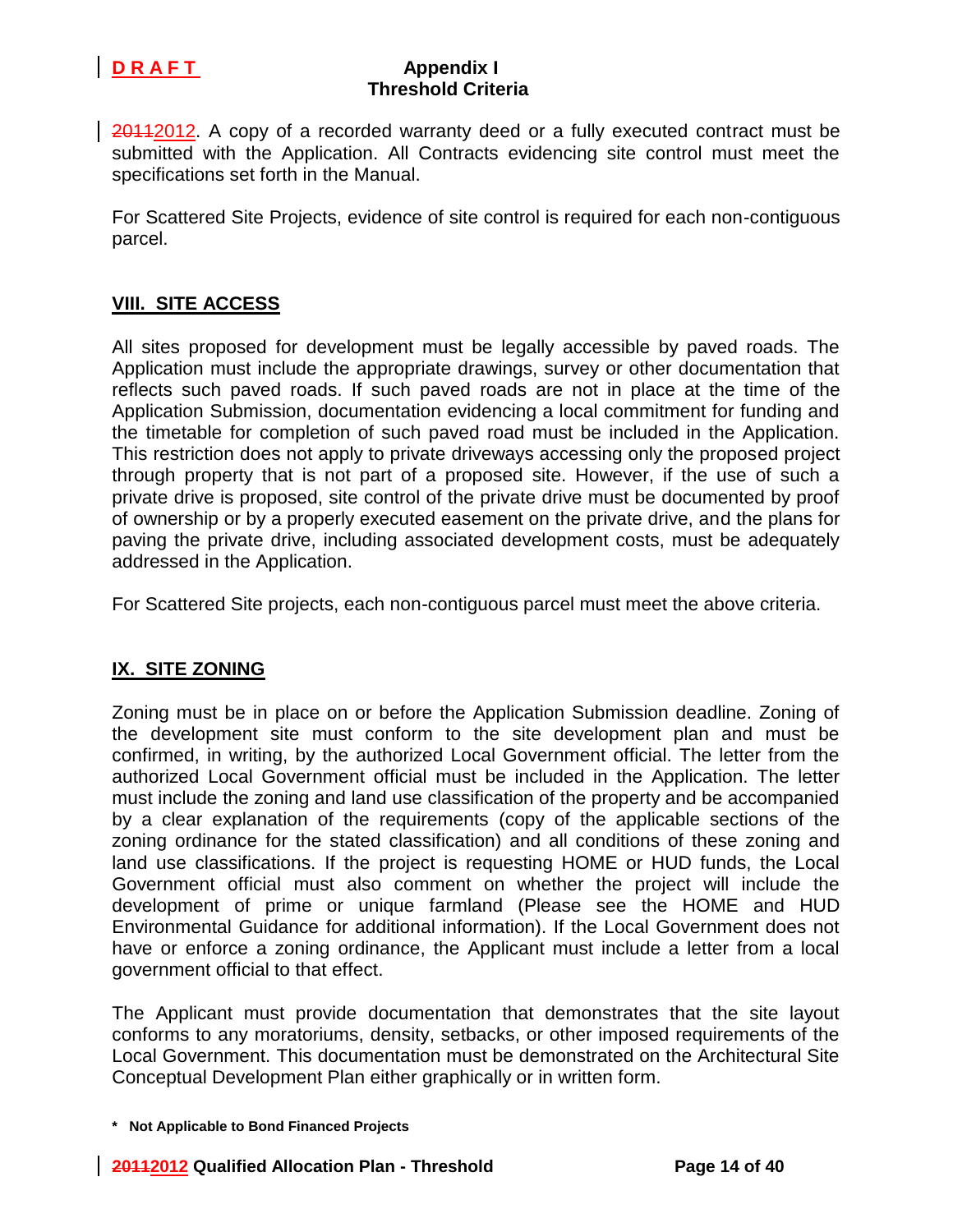~~2011~~2012. A copy of a recorded warranty deed or a fully executed contract must be submitted with the Application. All Contracts evidencing site control must meet the specifications set forth in the Manual.

For Scattered Site Projects, evidence of site control is required for each non-contiguous parcel.

## VIII. SITE ACCESS

All sites proposed for development must be legally accessible by paved roads. The Application must include the appropriate drawings, survey or other documentation that reflects such paved roads. If such paved roads are not in place at the time of the Application Submission, documentation evidencing a local commitment for funding and the timetable for completion of such paved road must be included in the Application. This restriction does not apply to private driveways accessing only the proposed project through property that is not part of a proposed site. However, if the use of such a private drive is proposed, site control of the private drive must be documented by proof of ownership or by a properly executed easement on the private drive, and the plans for paving the private drive, including associated development costs, must be adequately addressed in the Application.

For Scattered Site projects, each non-contiguous parcel must meet the above criteria.

## IX. SITE ZONING

Zoning must be in place on or before the Application Submission deadline. Zoning of the development site must conform to the site development plan and must be confirmed, in writing, by the authorized Local Government official. The letter from the authorized Local Government official must be included in the Application. The letter must include the zoning and land use classification of the property and be accompanied by a clear explanation of the requirements (copy of the applicable sections of the zoning ordinance for the stated classification) and all conditions of these zoning and land use classifications. If the project is requesting HOME or HUD funds, the Local Government official must also comment on whether the project will include the development of prime or unique farmland (Please see the HOME and HUD Environmental Guidance for additional information). If the Local Government does not have or enforce a zoning ordinance, the Applicant must include a letter from a local government official to that effect.

The Applicant must provide documentation that demonstrates that the site layout conforms to any moratoriums, density, setbacks, or other imposed requirements of the Local Government. This documentation must be demonstrated on the Architectural Site Conceptual Development Plan either graphically or in written form.

**\* Not Applicable to Bond Financed Projects**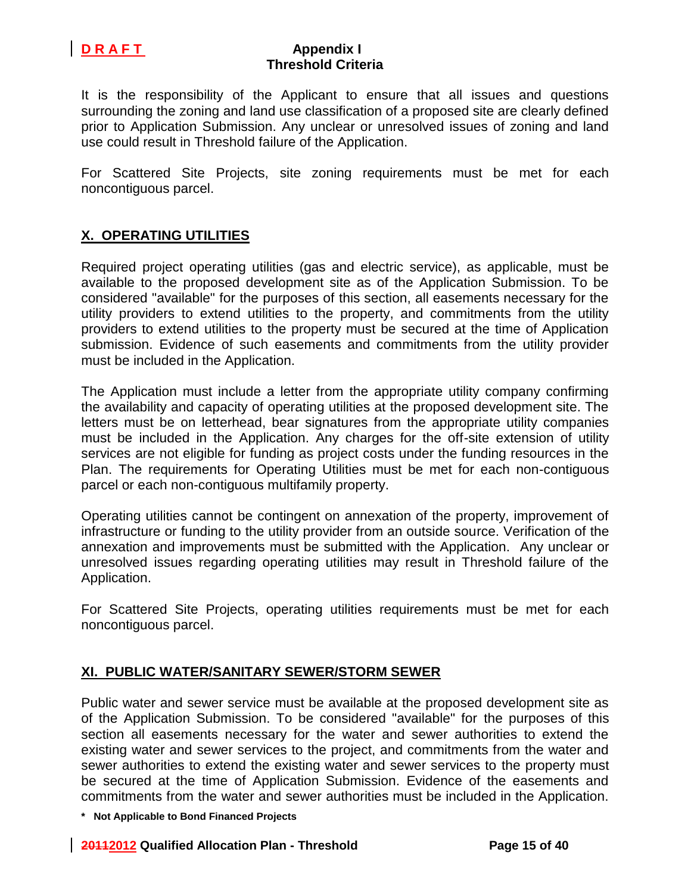It is the responsibility of the Applicant to ensure that all issues and questions surrounding the zoning and land use classification of a proposed site are clearly defined prior to Application Submission. Any unclear or unresolved issues of zoning and land use could result in Threshold failure of the Application.

For Scattered Site Projects, site zoning requirements must be met for each noncontiguous parcel.

## X. OPERATING UTILITIES

Required project operating utilities (gas and electric service), as applicable, must be available to the proposed development site as of the Application Submission. To be considered "available" for the purposes of this section, all easements necessary for the utility providers to extend utilities to the property, and commitments from the utility providers to extend utilities to the property must be secured at the time of Application submission. Evidence of such easements and commitments from the utility provider must be included in the Application.

The Application must include a letter from the appropriate utility company confirming the availability and capacity of operating utilities at the proposed development site. The letters must be on letterhead, bear signatures from the appropriate utility companies must be included in the Application. Any charges for the off-site extension of utility services are not eligible for funding as project costs under the funding resources in the Plan. The requirements for Operating Utilities must be met for each non-contiguous parcel or each non-contiguous multifamily property.

Operating utilities cannot be contingent on annexation of the property, improvement of infrastructure or funding to the utility provider from an outside source. Verification of the annexation and improvements must be submitted with the Application. Any unclear or unresolved issues regarding operating utilities may result in Threshold failure of the Application.

For Scattered Site Projects, operating utilities requirements must be met for each noncontiguous parcel.

## XI. PUBLIC WATER/SANITARY SEWER/STORM SEWER

Public water and sewer service must be available at the proposed development site as of the Application Submission. To be considered "available" for the purposes of this section all easements necessary for the water and sewer authorities to extend the existing water and sewer services to the project, and commitments from the water and sewer authorities to extend the existing water and sewer services to the property must be secured at the time of Application Submission. Evidence of the easements and commitments from the water and sewer authorities must be included in the Application.

**\* Not Applicable to Bond Financed Projects**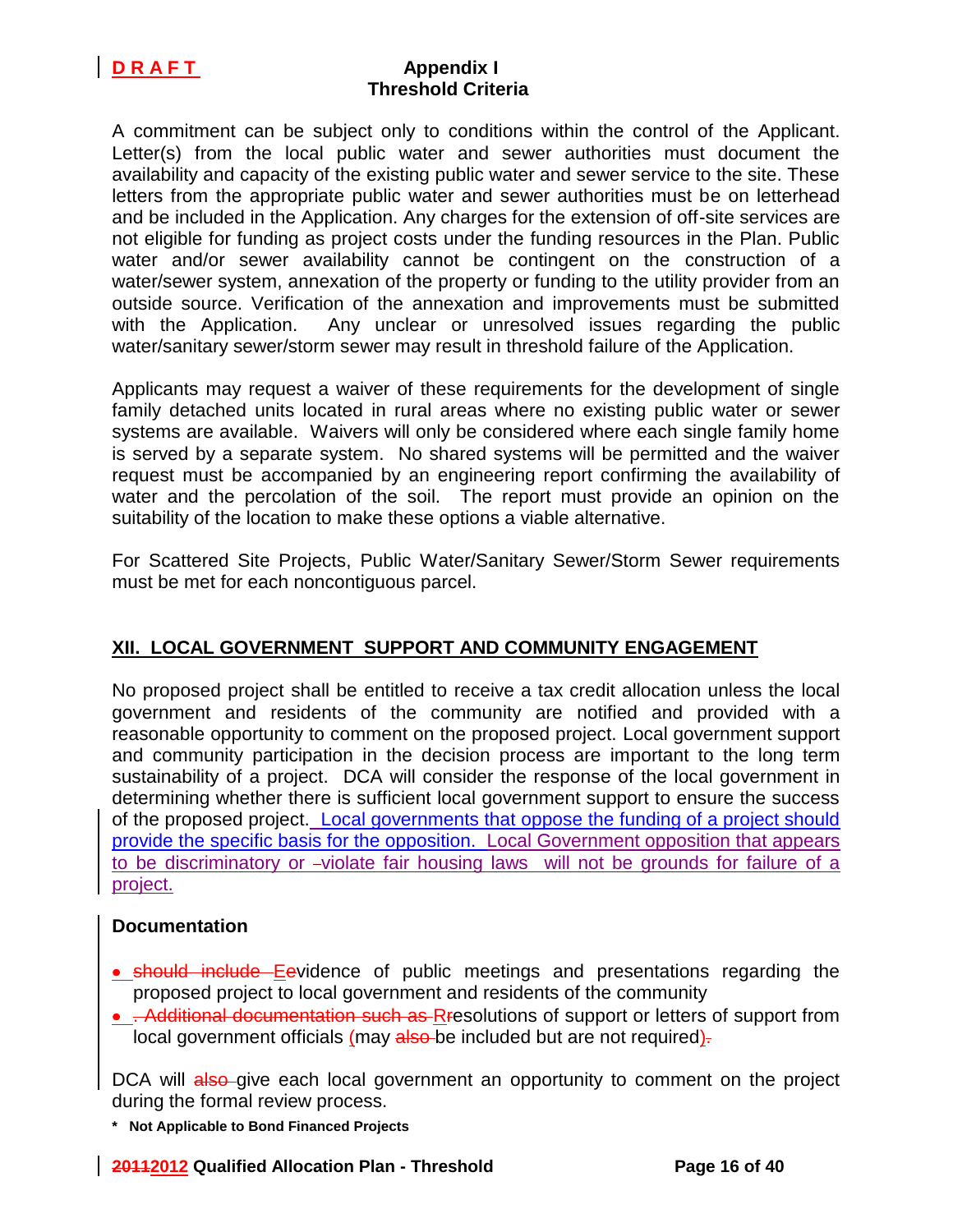A commitment can be subject only to conditions within the control of the Applicant. Letter(s) from the local public water and sewer authorities must document the availability and capacity of the existing public water and sewer service to the site. These letters from the appropriate public water and sewer authorities must be on letterhead and be included in the Application. Any charges for the extension of off-site services are not eligible for funding as project costs under the funding resources in the Plan. Public water and/or sewer availability cannot be contingent on the construction of a water/sewer system, annexation of the property or funding to the utility provider from an outside source. Verification of the annexation and improvements must be submitted with the Application. Any unclear or unresolved issues regarding the public water/sanitary sewer/storm sewer may result in threshold failure of the Application.

Applicants may request a waiver of these requirements for the development of single family detached units located in rural areas where no existing public water or sewer systems are available. Waivers will only be considered where each single family home is served by a separate system. No shared systems will be permitted and the waiver request must be accompanied by an engineering report confirming the availability of water and the percolation of the soil. The report must provide an opinion on the suitability of the location to make these options a viable alternative.

For Scattered Site Projects, Public Water/Sanitary Sewer/Storm Sewer requirements must be met for each noncontiguous parcel.

## XII. LOCAL GOVERNMENT SUPPORT AND COMMUNITY ENGAGEMENT

No proposed project shall be entitled to receive a tax credit allocation unless the local government and residents of the community are notified and provided with a reasonable opportunity to comment on the proposed project. Local government support and community participation in the decision process are important to the long term sustainability of a project. DCA will consider the response of the local government in determining whether there is sufficient local government support to ensure the success of the proposed project. Local governments that oppose the funding of a project should provide the specific basis for the opposition. Local Government opposition that appears to be discriminatory or violate fair housing laws will not be grounds for failure of a project.

### Documentation

- ~~should include~~ Evidence of public meetings and presentations regarding the proposed project to local government and residents of the community
- ~~. Additional documentation such as~~ Resolutions of support or letters of support from local government officials (may ~~also~~ be included but are not required)

DCA will ~~also~~ give each local government an opportunity to comment on the project during the formal review process.

**\* Not Applicable to Bond Financed Projects**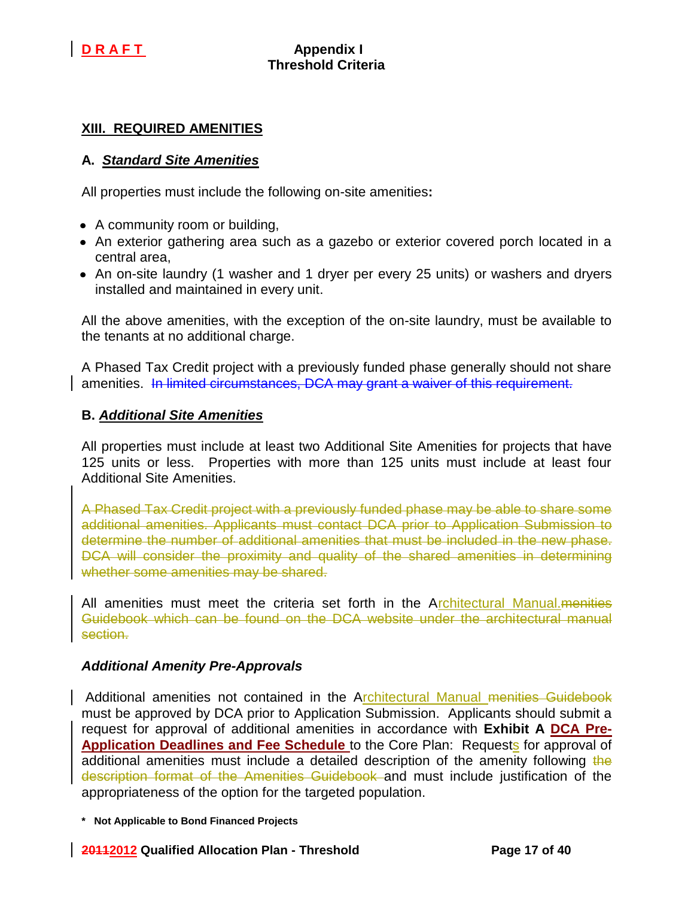**D R A F T**

**Appendix I**
**Threshold Criteria**

## XIII. REQUIRED AMENITIES

### A. *Standard Site Amenities*

All properties must include the following on-site amenities**:**

- A community room or building,
- An exterior gathering area such as a gazebo or exterior covered porch located in a central area,
- An on-site laundry (1 washer and 1 dryer per every 25 units) or washers and dryers installed and maintained in every unit.

All the above amenities, with the exception of the on-site laundry, must be available to the tenants at no additional charge.

A Phased Tax Credit project with a previously funded phase generally should not share amenities. ~~In limited circumstances, DCA may grant a waiver of this requirement.~~

### B. *Additional Site Amenities*

All properties must include at least two Additional Site Amenities for projects that have 125 units or less. Properties with more than 125 units must include at least four Additional Site Amenities.

~~A Phased Tax Credit project with a previously funded phase may be able to share some additional amenities. Applicants must contact DCA prior to Application Submission to determine the number of additional amenities that must be included in the new phase. DCA will consider the proximity and quality of the shared amenities in determining whether some amenities may be shared.~~

All amenities must meet the criteria set forth in the Architectural Manual.~~menities Guidebook which can be found on the DCA website under the architectural manual section.~~

### *Additional Amenity Pre-Approvals*

Additional amenities not contained in the Architectural Manual ~~menities Guidebook~~ must be approved by DCA prior to Application Submission. Applicants should submit a request for approval of additional amenities in accordance with **Exhibit A DCA Pre-Application Deadlines and Fee Schedule** to the Core Plan: Requests for approval of additional amenities must include a detailed description of the amenity following ~~the description format of the Amenities Guidebook~~ and must include justification of the appropriateness of the option for the targeted population.

**\* Not Applicable to Bond Financed Projects**

**~~2011~~2012 Qualified Allocation Plan - Threshold**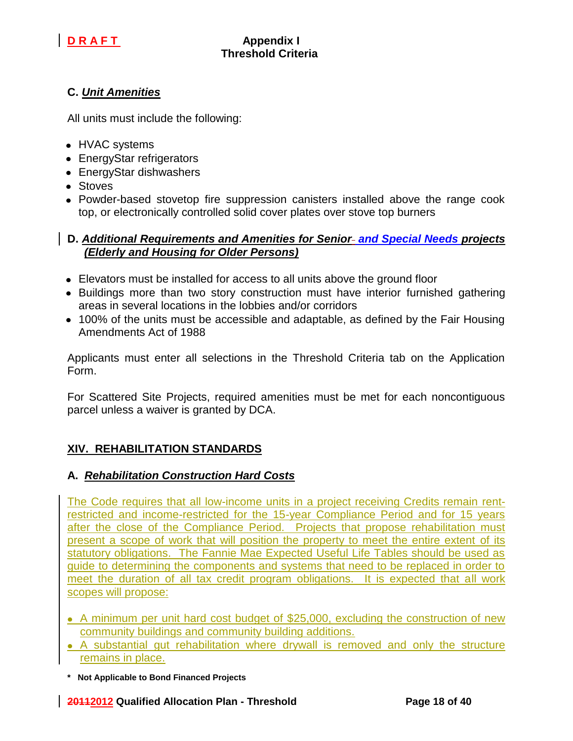**C. *Unit Amenities***

All units must include the following:

- HVAC systems
- EnergyStar refrigerators
- EnergyStar dishwashers
- Stoves
- Powder-based stovetop fire suppression canisters installed above the range cook top, or electronically controlled solid cover plates over stove top burners

**D. *Additional Requirements and Amenities for Senior and Special Needs projects (Elderly and Housing for Older Persons)***

- Elevators must be installed for access to all units above the ground floor
- Buildings more than two story construction must have interior furnished gathering areas in several locations in the lobbies and/or corridors
- 100% of the units must be accessible and adaptable, as defined by the Fair Housing Amendments Act of 1988

Applicants must enter all selections in the Threshold Criteria tab on the Application Form.

For Scattered Site Projects, required amenities must be met for each noncontiguous parcel unless a waiver is granted by DCA.

## XIV. REHABILITATION STANDARDS

### A. *Rehabilitation Construction Hard Costs*

The Code requires that all low-income units in a project receiving Credits remain rent-restricted and income-restricted for the 15-year Compliance Period and for 15 years after the close of the Compliance Period. Projects that propose rehabilitation must present a scope of work that will position the property to meet the entire extent of its statutory obligations. The Fannie Mae Expected Useful Life Tables should be used as guide to determining the components and systems that need to be replaced in order to meet the duration of all tax credit program obligations. It is expected that all work scopes will propose:

- A minimum per unit hard cost budget of $25,000, excluding the construction of new community buildings and community building additions.
- A substantial gut rehabilitation where drywall is removed and only the structure remains in place.

**\* Not Applicable to Bond Financed Projects**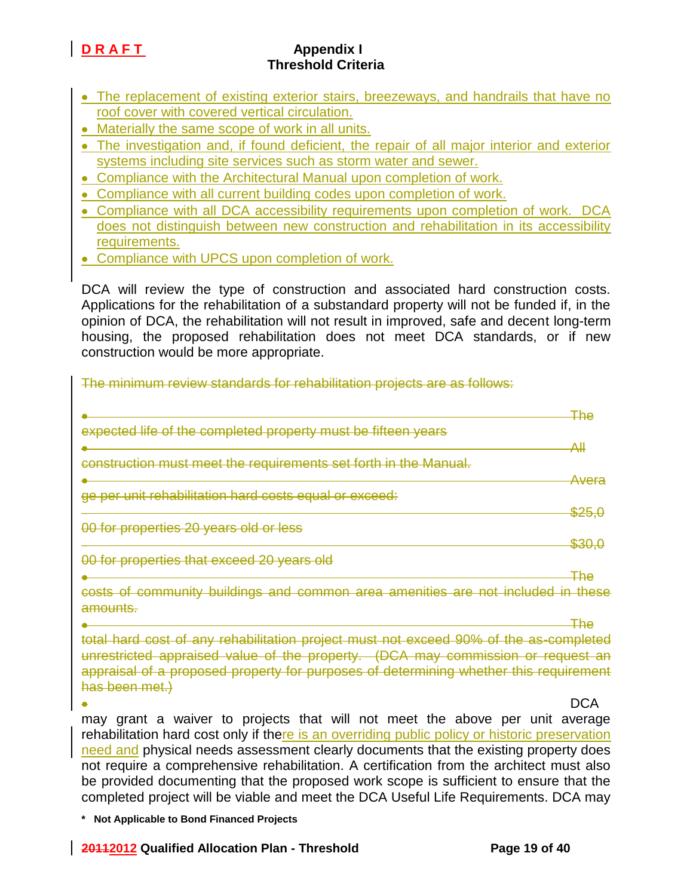- The replacement of existing exterior stairs, breezeways, and handrails that have no roof cover with covered vertical circulation.
- Materially the same scope of work in all units.
- The investigation and, if found deficient, the repair of all major interior and exterior systems including site services such as storm water and sewer.
- Compliance with the Architectural Manual upon completion of work.
- Compliance with all current building codes upon completion of work.
- Compliance with all DCA accessibility requirements upon completion of work. DCA does not distinguish between new construction and rehabilitation in its accessibility requirements.
- Compliance with UPCS upon completion of work.

DCA will review the type of construction and associated hard construction costs. Applications for the rehabilitation of a substandard property will not be funded if, in the opinion of DCA, the rehabilitation will not result in improved, safe and decent long-term housing, the proposed rehabilitation does not meet DCA standards, or if new construction would be more appropriate.

~~The minimum review standards for rehabilitation projects are as follows:~~

- ~~The expected life of the completed property must be fifteen years~~
- ~~All construction must meet the requirements set forth in the Manual.~~
- ~~Average per unit rehabilitation hard costs equal or exceed:~~
  - ~~$25,000 for properties 20 years old or less~~
  - ~~$30,000 for properties that exceed 20 years old~~
- ~~The costs of community buildings and common area amenities are not included in these amounts.~~
- ~~The total hard cost of any rehabilitation project must not exceed 90% of the as-completed unrestricted appraised value of the property. (DCA may commission or request an appraisal of a proposed property for purposes of determining whether this requirement has been met.)~~
- DCA may grant a waiver to projects that will not meet the above per unit average rehabilitation hard cost only if there is an overriding public policy or historic preservation need and physical needs assessment clearly documents that the existing property does not require a comprehensive rehabilitation. A certification from the architect must also be provided documenting that the proposed work scope is sufficient to ensure that the completed project will be viable and meet the DCA Useful Life Requirements. DCA may

**\* Not Applicable to Bond Financed Projects**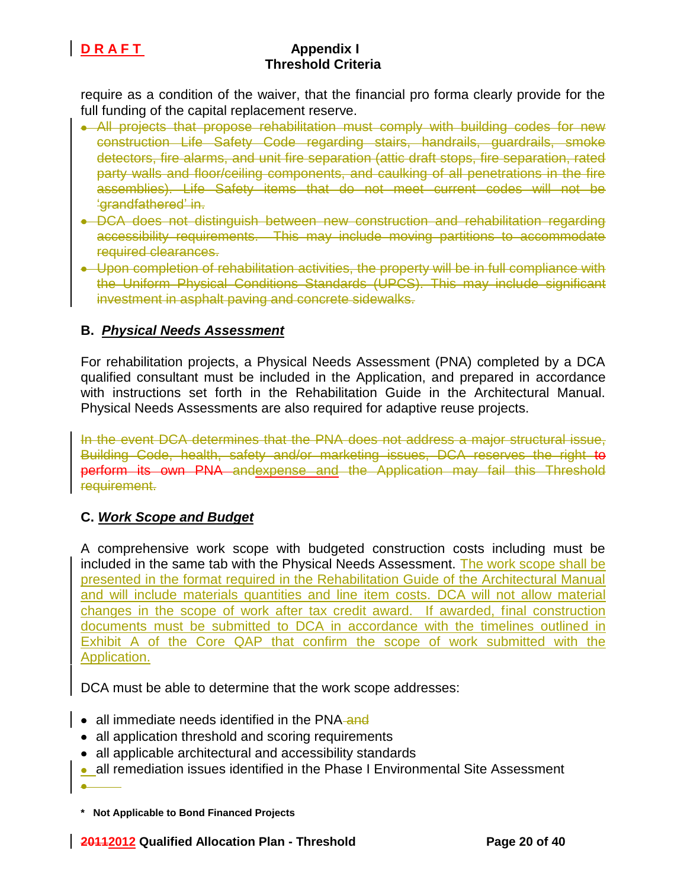require as a condition of the waiver, that the financial pro forma clearly provide for the full funding of the capital replacement reserve.

- ~~All projects that propose rehabilitation must comply with building codes for new construction Life Safety Code regarding stairs, handrails, guardrails, smoke detectors, fire alarms, and unit fire separation (attic draft stops, fire separation, rated party walls and floor/ceiling components, and caulking of all penetrations in the fire assemblies). Life Safety items that do not meet current codes will not be 'grandfathered' in.~~
- ~~DCA does not distinguish between new construction and rehabilitation regarding accessibility requirements. This may include moving partitions to accommodate required clearances.~~
- ~~Upon completion of rehabilitation activities, the property will be in full compliance with the Uniform Physical Conditions Standards (UPCS). This may include significant investment in asphalt paving and concrete sidewalks.~~

## B. ***Physical Needs Assessment***

For rehabilitation projects, a Physical Needs Assessment (PNA) completed by a DCA qualified consultant must be included in the Application, and prepared in accordance with instructions set forth in the Rehabilitation Guide in the Architectural Manual. Physical Needs Assessments are also required for adaptive reuse projects.

~~In the event DCA determines that the PNA does not address a major structural issue, Building Code, health, safety and/or marketing issues, DCA reserves the right to perform its own PNA and~~expense and ~~the Application may fail this Threshold requirement.~~

## C. ***Work Scope and Budget***

A comprehensive work scope with budgeted construction costs including must be included in the same tab with the Physical Needs Assessment. The work scope shall be presented in the format required in the Rehabilitation Guide of the Architectural Manual and will include materials quantities and line item costs. DCA will not allow material changes in the scope of work after tax credit award. If awarded, final construction documents must be submitted to DCA in accordance with the timelines outlined in Exhibit A of the Core QAP that confirm the scope of work submitted with the Application.

DCA must be able to determine that the work scope addresses:

- all immediate needs identified in the PNA ~~and~~
- all application threshold and scoring requirements
- all applicable architectural and accessibility standards
- all remediation issues identified in the Phase I Environmental Site Assessment

**\* Not Applicable to Bond Financed Projects**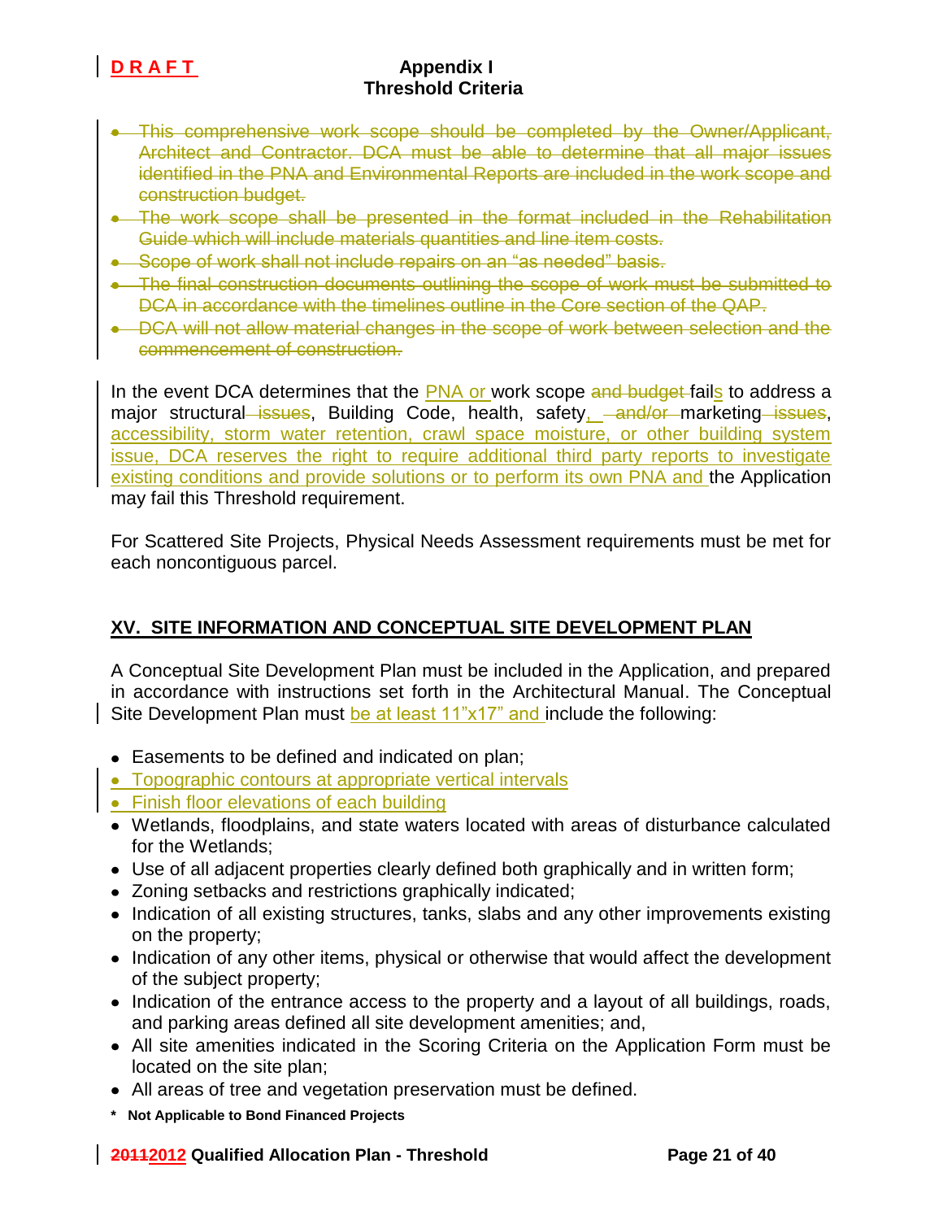- ~~This comprehensive work scope should be completed by the Owner/Applicant, Architect and Contractor. DCA must be able to determine that all major issues identified in the PNA and Environmental Reports are included in the work scope and construction budget.~~
- ~~The work scope shall be presented in the format included in the Rehabilitation Guide which will include materials quantities and line item costs.~~
- ~~Scope of work shall not include repairs on an "as needed" basis.~~
- ~~The final construction documents outlining the scope of work must be submitted to DCA in accordance with the timelines outline in the Core section of the QAP.~~
- ~~DCA will not allow material changes in the scope of work between selection and the commencement of construction.~~

In the event DCA determines that the PNA or work scope ~~and budget~~ fails to address a major structural ~~issues~~, Building Code, health, safety, ~~and/or~~ marketing ~~issues~~, accessibility, storm water retention, crawl space moisture, or other building system issue, DCA reserves the right to require additional third party reports to investigate existing conditions and provide solutions or to perform its own PNA and the Application may fail this Threshold requirement.

For Scattered Site Projects, Physical Needs Assessment requirements must be met for each noncontiguous parcel.

## XV. SITE INFORMATION AND CONCEPTUAL SITE DEVELOPMENT PLAN

A Conceptual Site Development Plan must be included in the Application, and prepared in accordance with instructions set forth in the Architectural Manual. The Conceptual Site Development Plan must be at least 11"x17" and include the following:

- Easements to be defined and indicated on plan;
- Topographic contours at appropriate vertical intervals
- Finish floor elevations of each building
- Wetlands, floodplains, and state waters located with areas of disturbance calculated for the Wetlands;
- Use of all adjacent properties clearly defined both graphically and in written form;
- Zoning setbacks and restrictions graphically indicated;
- Indication of all existing structures, tanks, slabs and any other improvements existing on the property;
- Indication of any other items, physical or otherwise that would affect the development of the subject property;
- Indication of the entrance access to the property and a layout of all buildings, roads, and parking areas defined all site development amenities; and,
- All site amenities indicated in the Scoring Criteria on the Application Form must be located on the site plan;
- All areas of tree and vegetation preservation must be defined.

**\* Not Applicable to Bond Financed Projects**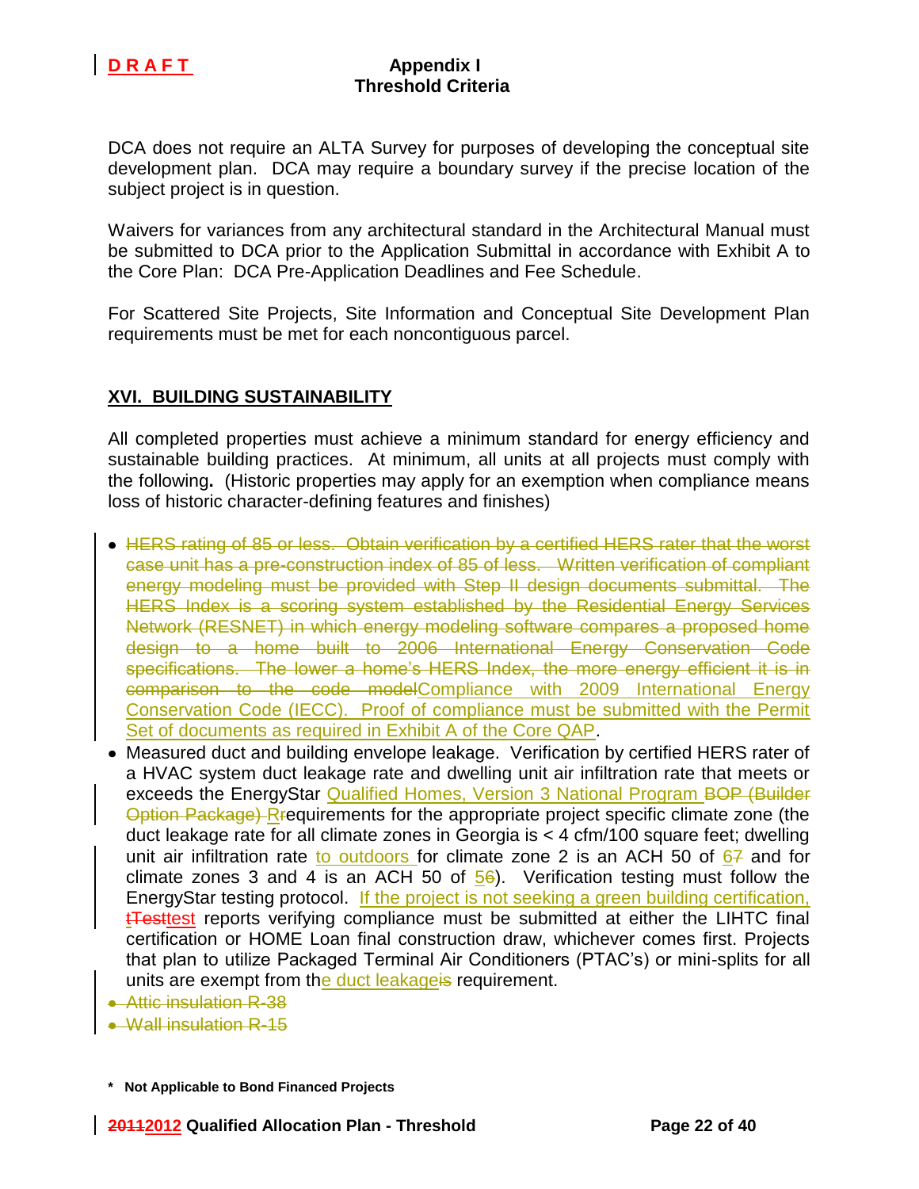DCA does not require an ALTA Survey for purposes of developing the conceptual site development plan. DCA may require a boundary survey if the precise location of the subject project is in question.

Waivers for variances from any architectural standard in the Architectural Manual must be submitted to DCA prior to the Application Submittal in accordance with Exhibit A to the Core Plan: DCA Pre-Application Deadlines and Fee Schedule.

For Scattered Site Projects, Site Information and Conceptual Site Development Plan requirements must be met for each noncontiguous parcel.

## XVI. BUILDING SUSTAINABILITY

All completed properties must achieve a minimum standard for energy efficiency and sustainable building practices. At minimum, all units at all projects must comply with the following**.** (Historic properties may apply for an exemption when compliance means loss of historic character-defining features and finishes)

- ~~HERS rating of 85 or less. Obtain verification by a certified HERS rater that the worst case unit has a pre-construction index of 85 of less. Written verification of compliant energy modeling must be provided with Step II design documents submittal. The HERS Index is a scoring system established by the Residential Energy Services Network (RESNET) in which energy modeling software compares a proposed home design to a home built to 2006 International Energy Conservation Code specifications. The lower a home's HERS Index, the more energy efficient it is in comparison to the code model~~Compliance with 2009 International Energy Conservation Code (IECC). Proof of compliance must be submitted with the Permit Set of documents as required in Exhibit A of the Core QAP.
- Measured duct and building envelope leakage. Verification by certified HERS rater of a HVAC system duct leakage rate and dwelling unit air infiltration rate that meets or exceeds the EnergyStar Qualified Homes, Version 3 National Program ~~BOP (Builder Option Package) R~~requirements for the appropriate project specific climate zone (the duct leakage rate for all climate zones in Georgia is < 4 cfm/100 square feet; dwelling unit air infiltration rate to outdoors for climate zone 2 is an ACH 50 of 6~~7~~ and for climate zones 3 and 4 is an ACH 50 of 5~~6~~). Verification testing must follow the EnergyStar testing protocol. If the project is not seeking a green building certification, t~~Test~~test reports verifying compliance must be submitted at either the LIHTC final certification or HOME Loan final construction draw, whichever comes first. Projects that plan to utilize Packaged Terminal Air Conditioners (PTAC's) or mini-splits for all units are exempt from the duct leakage~~is~~ requirement.
- ~~Attic insulation R-38~~
- ~~Wall insulation R-15~~

**\* Not Applicable to Bond Financed Projects**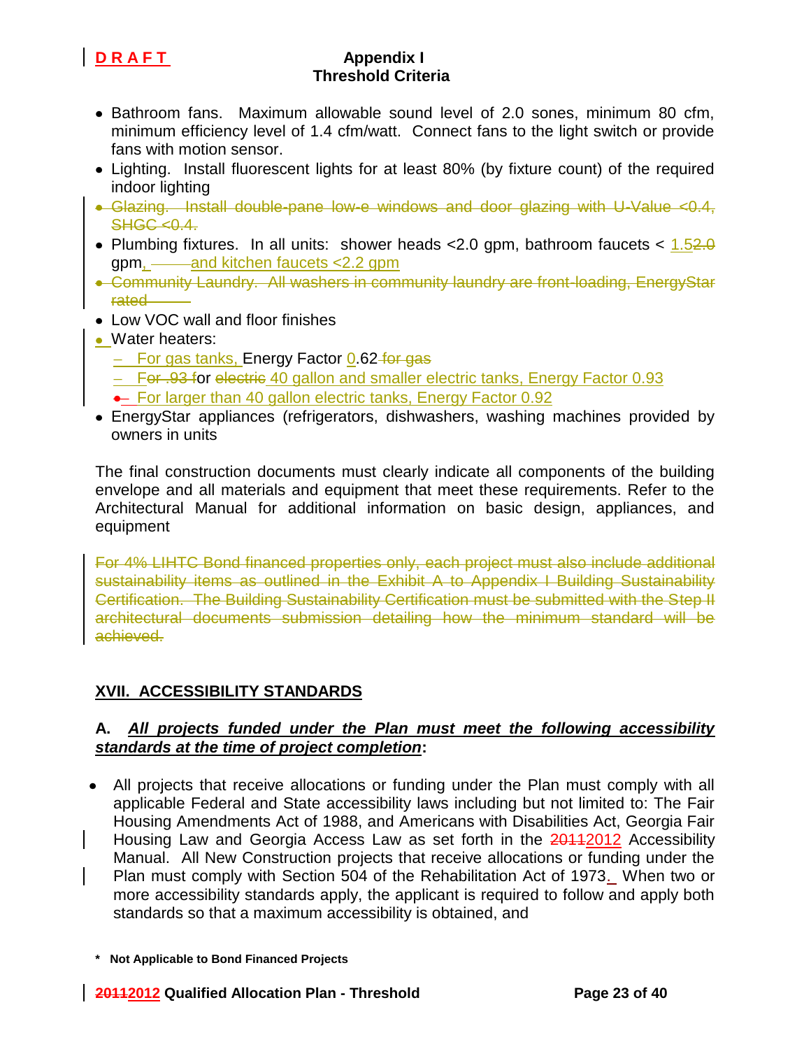- Bathroom fans. Maximum allowable sound level of 2.0 sones, minimum 80 cfm, minimum efficiency level of 1.4 cfm/watt. Connect fans to the light switch or provide fans with motion sensor.
- Lighting. Install fluorescent lights for at least 80% (by fixture count) of the required indoor lighting
- ~~Glazing. Install double-pane low-e windows and door glazing with U-Value <0.4, SHGC <0.4.~~
- Plumbing fixtures. In all units: shower heads <2.0 gpm, bathroom faucets < 1.5~~2.0~~ gpm, and kitchen faucets <2.2 gpm
- ~~Community Laundry. All washers in community laundry are front-loading, EnergyStar rated~~
- Low VOC wall and floor finishes
- Water heaters:
  - For gas tanks, Energy Factor 0.62 ~~for gas~~
  - F~~or .93 f~~or ~~electric~~ 40 gallon and smaller electric tanks, Energy Factor 0.93
  - For larger than 40 gallon electric tanks, Energy Factor 0.92
- EnergyStar appliances (refrigerators, dishwashers, washing machines provided by owners in units

The final construction documents must clearly indicate all components of the building envelope and all materials and equipment that meet these requirements. Refer to the Architectural Manual for additional information on basic design, appliances, and equipment

~~For 4% LIHTC Bond financed properties only, each project must also include additional sustainability items as outlined in the Exhibit A to Appendix I Building Sustainability Certification. The Building Sustainability Certification must be submitted with the Step II architectural documents submission detailing how the minimum standard will be achieved.~~

## XVII. ACCESSIBILITY STANDARDS

### A. *All projects funded under the Plan must meet the following accessibility standards at the time of project completion*:

- All projects that receive allocations or funding under the Plan must comply with all applicable Federal and State accessibility laws including but not limited to: The Fair Housing Amendments Act of 1988, and Americans with Disabilities Act, Georgia Fair Housing Law and Georgia Access Law as set forth in the ~~2011~~2012 Accessibility Manual. All New Construction projects that receive allocations or funding under the Plan must comply with Section 504 of the Rehabilitation Act of 1973. When two or more accessibility standards apply, the applicant is required to follow and apply both standards so that a maximum accessibility is obtained, and

**\* Not Applicable to Bond Financed Projects**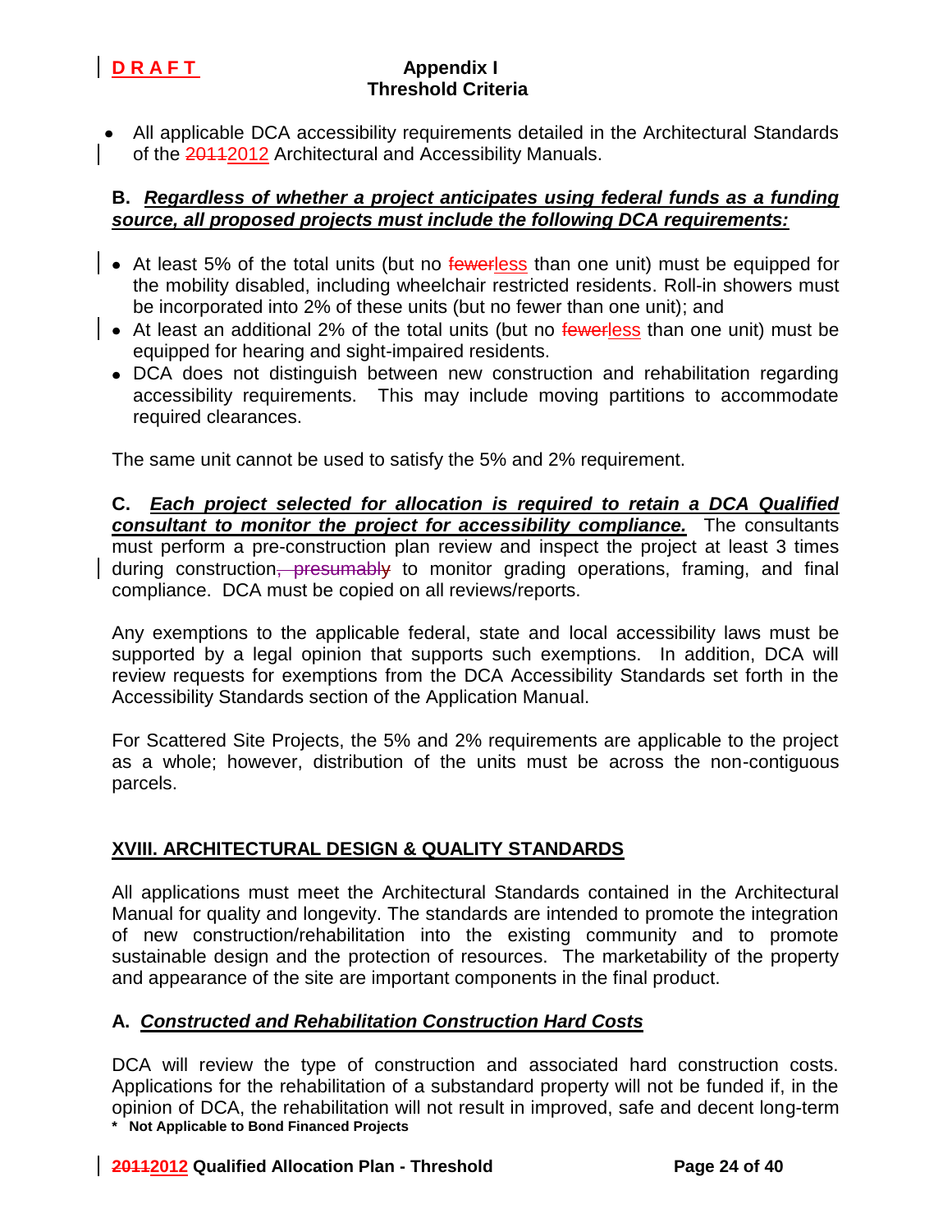- All applicable DCA accessibility requirements detailed in the Architectural Standards of the ~~2011~~2012 Architectural and Accessibility Manuals.

**B.** ***Regardless of whether a project anticipates using federal funds as a funding source, all proposed projects must include the following DCA requirements:***

- At least 5% of the total units (but no ~~fewer~~less than one unit) must be equipped for the mobility disabled, including wheelchair restricted residents. Roll-in showers must be incorporated into 2% of these units (but no fewer than one unit); and
- At least an additional 2% of the total units (but no ~~fewer~~less than one unit) must be equipped for hearing and sight-impaired residents.
- DCA does not distinguish between new construction and rehabilitation regarding accessibility requirements. This may include moving partitions to accommodate required clearances.

The same unit cannot be used to satisfy the 5% and 2% requirement.

**C.** ***Each project selected for allocation is required to retain a DCA Qualified consultant to monitor the project for accessibility compliance.*** The consultants must perform a pre-construction plan review and inspect the project at least 3 times during construction~~, presumably~~ to monitor grading operations, framing, and final compliance. DCA must be copied on all reviews/reports.

Any exemptions to the applicable federal, state and local accessibility laws must be supported by a legal opinion that supports such exemptions. In addition, DCA will review requests for exemptions from the DCA Accessibility Standards set forth in the Accessibility Standards section of the Application Manual.

For Scattered Site Projects, the 5% and 2% requirements are applicable to the project as a whole; however, distribution of the units must be across the non-contiguous parcels.

## XVIII. ARCHITECTURAL DESIGN & QUALITY STANDARDS

All applications must meet the Architectural Standards contained in the Architectural Manual for quality and longevity. The standards are intended to promote the integration of new construction/rehabilitation into the existing community and to promote sustainable design and the protection of resources. The marketability of the property and appearance of the site are important components in the final product.

### A. *Constructed and Rehabilitation Construction Hard Costs*

DCA will review the type of construction and associated hard construction costs. Applications for the rehabilitation of a substandard property will not be funded if, in the opinion of DCA, the rehabilitation will not result in improved, safe and decent long-term

**\* Not Applicable to Bond Financed Projects**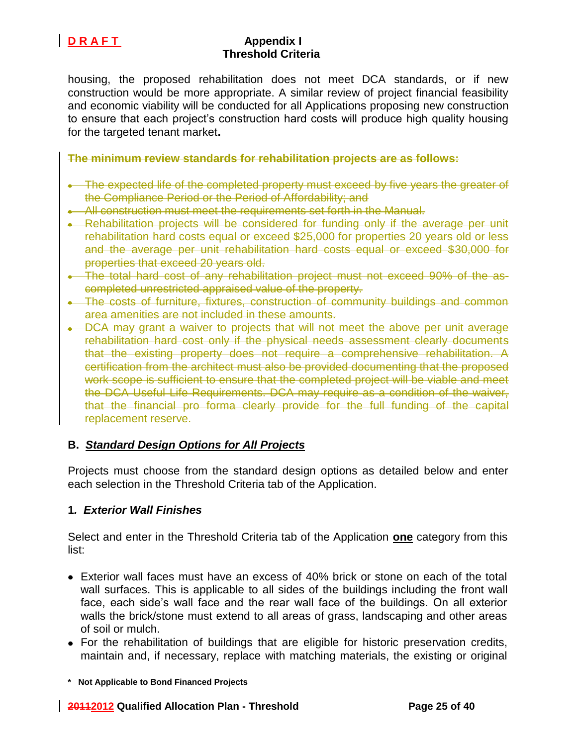housing, the proposed rehabilitation does not meet DCA standards, or if new construction would be more appropriate. A similar review of project financial feasibility and economic viability will be conducted for all Applications proposing new construction to ensure that each project's construction hard costs will produce high quality housing for the targeted tenant market**.**

~~**The minimum review standards for rehabilitation projects are as follows:**~~

- ~~The expected life of the completed property must exceed by five years the greater of the Compliance Period or the Period of Affordability; and~~
- ~~All construction must meet the requirements set forth in the Manual.~~
- ~~Rehabilitation projects will be considered for funding only if the average per unit rehabilitation hard costs equal or exceed $25,000 for properties 20 years old or less and the average per unit rehabilitation hard costs equal or exceed $30,000 for properties that exceed 20 years old.~~
- ~~The total hard cost of any rehabilitation project must not exceed 90% of the as-completed unrestricted appraised value of the property.~~
- ~~The costs of furniture, fixtures, construction of community buildings and common area amenities are not included in these amounts.~~
- ~~DCA may grant a waiver to projects that will not meet the above per unit average rehabilitation hard cost only if the physical needs assessment clearly documents that the existing property does not require a comprehensive rehabilitation. A certification from the architect must also be provided documenting that the proposed work scope is sufficient to ensure that the completed project will be viable and meet the DCA Useful Life Requirements. DCA may require as a condition of the waiver, that the financial pro forma clearly provide for the full funding of the capital replacement reserve.~~

### B. ***Standard Design Options for All Projects***

Projects must choose from the standard design options as detailed below and enter each selection in the Threshold Criteria tab of the Application.

#### 1. ***Exterior Wall Finishes***

Select and enter in the Threshold Criteria tab of the Application **one** category from this list:

- Exterior wall faces must have an excess of 40% brick or stone on each of the total wall surfaces. This is applicable to all sides of the buildings including the front wall face, each side's wall face and the rear wall face of the buildings. On all exterior walls the brick/stone must extend to all areas of grass, landscaping and other areas of soil or mulch.
- For the rehabilitation of buildings that are eligible for historic preservation credits, maintain and, if necessary, replace with matching materials, the existing or original

**\* Not Applicable to Bond Financed Projects**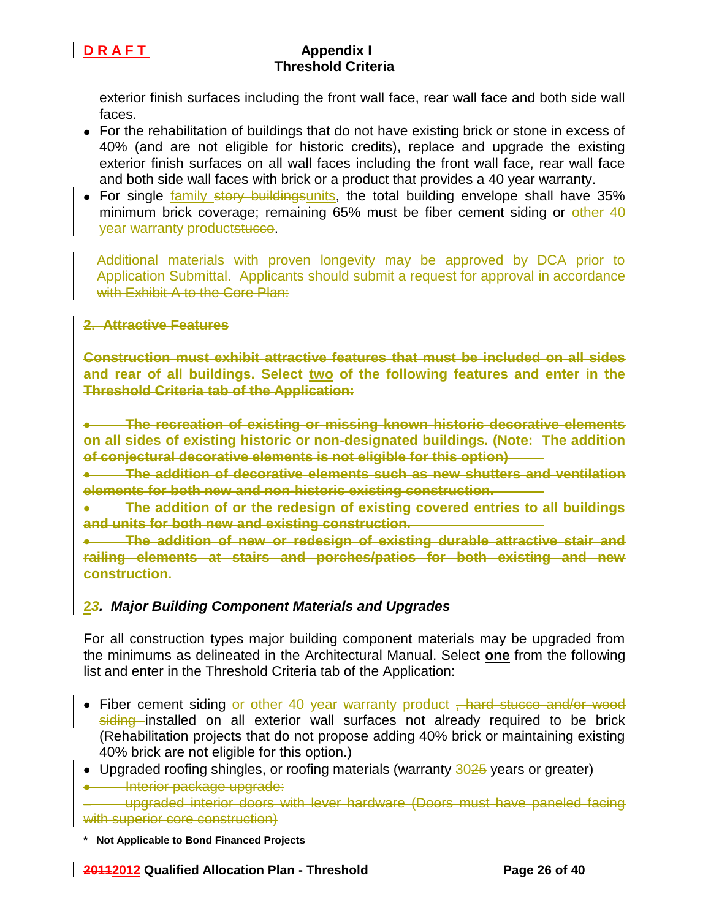exterior finish surfaces including the front wall face, rear wall face and both side wall faces.

- For the rehabilitation of buildings that do not have existing brick or stone in excess of 40% (and are not eligible for historic credits), replace and upgrade the existing exterior finish surfaces on all wall faces including the front wall face, rear wall face and both side wall faces with brick or a product that provides a 40 year warranty.
- For single family ~~story buildings~~units, the total building envelope shall have 35% minimum brick coverage; remaining 65% must be fiber cement siding or other 40 year warranty product~~stucco~~.

~~Additional materials with proven longevity may be approved by DCA prior to Application Submittal. Applicants should submit a request for approval in accordance with Exhibit A to the Core Plan:~~

~~**2. Attractive Features**~~

~~**Construction must exhibit attractive features that must be included on all sides and rear of all buildings. Select two of the following features and enter in the Threshold Criteria tab of the Application:**~~

- ~~**The recreation of existing or missing known historic decorative elements on all sides of existing historic or non-designated buildings. (Note: The addition of conjectural decorative elements is not eligible for this option)**~~
- ~~**The addition of decorative elements such as new shutters and ventilation elements for both new and non-historic existing construction.**~~
- ~~**The addition of or the redesign of existing covered entries to all buildings and units for both new and existing construction.**~~
- ~~**The addition of new or redesign of existing durable attractive stair and railing elements at stairs and porches/patios for both existing and new construction.**~~

### *2~~3~~. Major Building Component Materials and Upgrades*

For all construction types major building component materials may be upgraded from the minimums as delineated in the Architectural Manual. Select **one** from the following list and enter in the Threshold Criteria tab of the Application:

- Fiber cement siding or other 40 year warranty product ~~, hard stucco and/or wood siding~~ installed on all exterior wall surfaces not already required to be brick (Rehabilitation projects that do not propose adding 40% brick or maintaining existing 40% brick are not eligible for this option.)
- Upgraded roofing shingles, or roofing materials (warranty 30~~25~~ years or greater)
- ~~Interior package upgrade:~~

~~upgraded interior doors with lever hardware (Doors must have paneled facing with superior core construction)~~

**\* Not Applicable to Bond Financed Projects**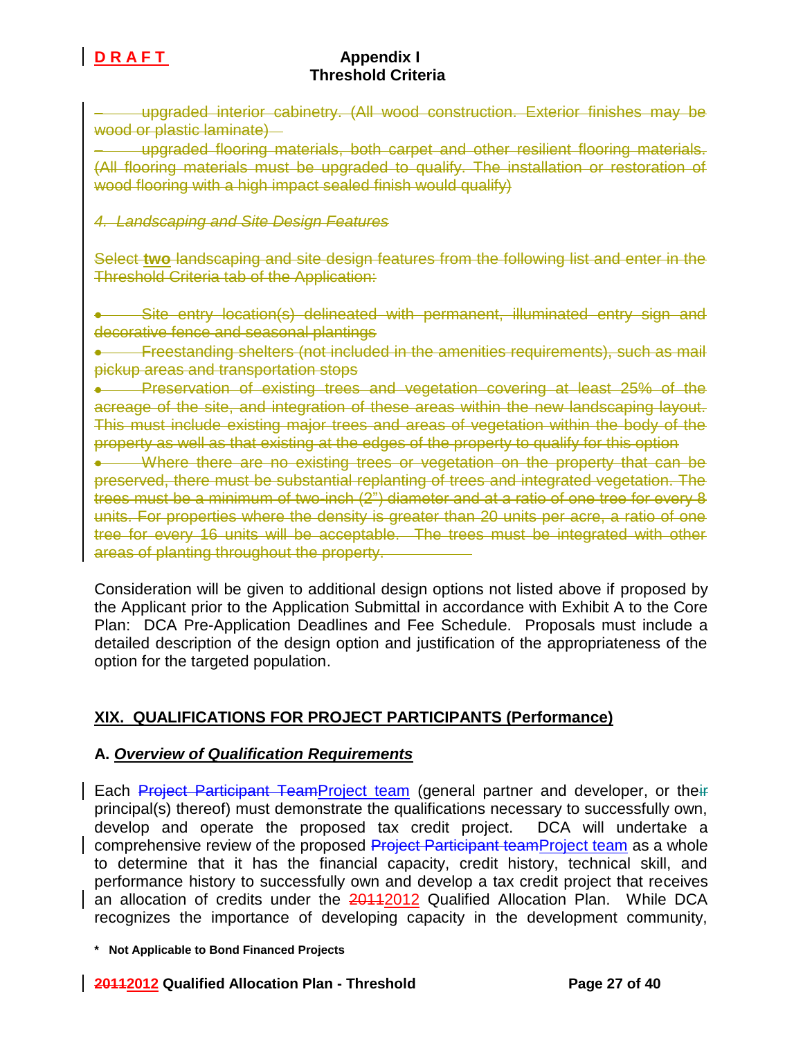~~– upgraded interior cabinetry. (All wood construction. Exterior finishes may be wood or plastic laminate)~~

~~– upgraded flooring materials, both carpet and other resilient flooring materials. (All flooring materials must be upgraded to qualify. The installation or restoration of wood flooring with a high impact sealed finish would qualify)~~

~~*4. Landscaping and Site Design Features*~~

~~Select **two** landscaping and site design features from the following list and enter in the Threshold Criteria tab of the Application:~~

- ~~Site entry location(s) delineated with permanent, illuminated entry sign and decorative fence and seasonal plantings~~
- ~~Freestanding shelters (not included in the amenities requirements), such as mail pickup areas and transportation stops~~
- ~~Preservation of existing trees and vegetation covering at least 25% of the acreage of the site, and integration of these areas within the new landscaping layout. This must include existing major trees and areas of vegetation within the body of the property as well as that existing at the edges of the property to qualify for this option~~
- ~~Where there are no existing trees or vegetation on the property that can be preserved, there must be substantial replanting of trees and integrated vegetation. The trees must be a minimum of two-inch (2") diameter and at a ratio of one tree for every 8 units. For properties where the density is greater than 20 units per acre, a ratio of one tree for every 16 units will be acceptable. The trees must be integrated with other areas of planting throughout the property.~~

Consideration will be given to additional design options not listed above if proposed by the Applicant prior to the Application Submittal in accordance with Exhibit A to the Core Plan: DCA Pre-Application Deadlines and Fee Schedule. Proposals must include a detailed description of the design option and justification of the appropriateness of the option for the targeted population.

## XIX. QUALIFICATIONS FOR PROJECT PARTICIPANTS (Performance)

### A. *Overview of Qualification Requirements*

Each ~~Project Participant Team~~Project team (general partner and developer, or the~~ir~~ principal(s) thereof) must demonstrate the qualifications necessary to successfully own, develop and operate the proposed tax credit project. DCA will undertake a comprehensive review of the proposed ~~Project Participant team~~Project team as a whole to determine that it has the financial capacity, credit history, technical skill, and performance history to successfully own and develop a tax credit project that receives an allocation of credits under the ~~2011~~2012 Qualified Allocation Plan. While DCA recognizes the importance of developing capacity in the development community,

**\* Not Applicable to Bond Financed Projects**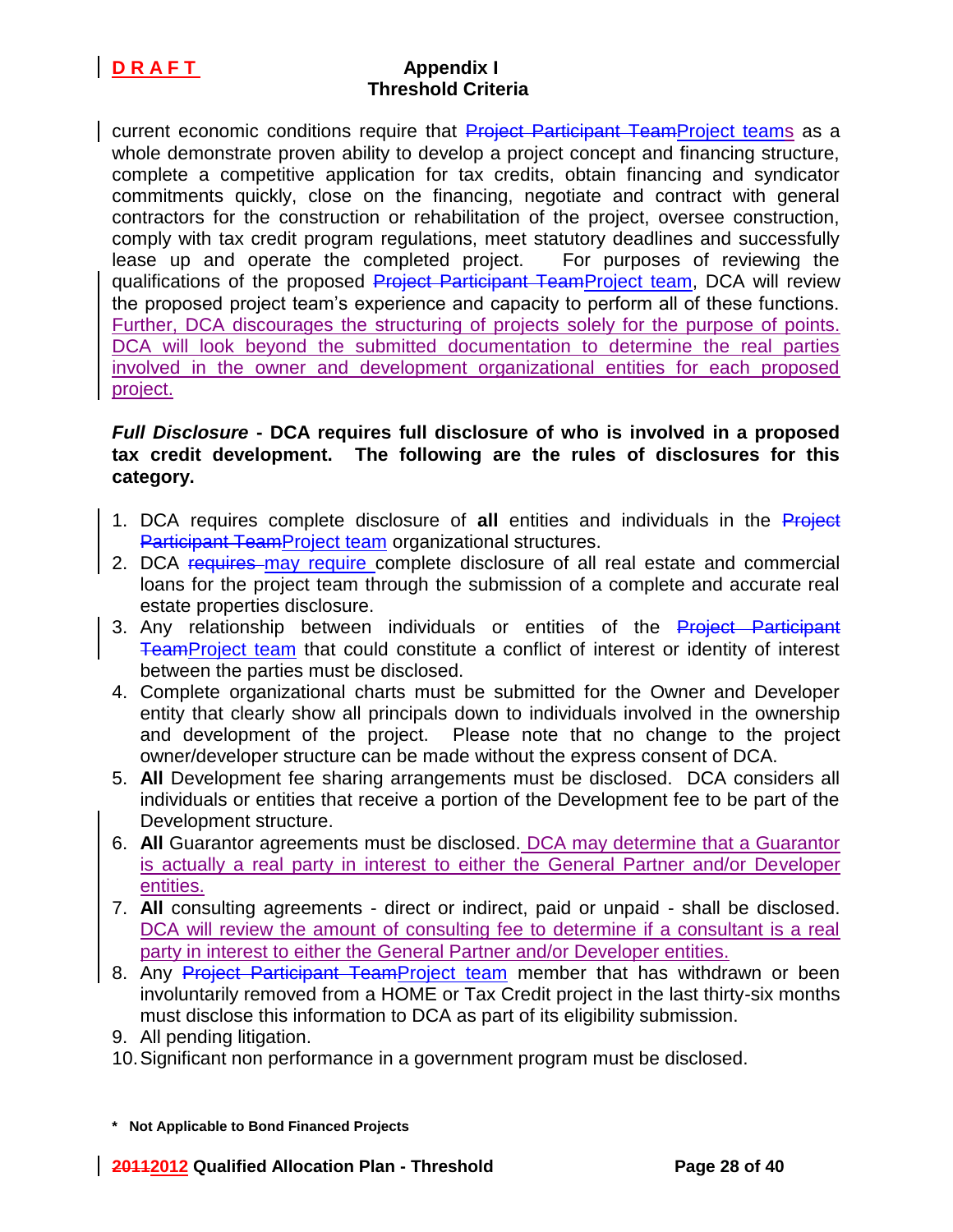current economic conditions require that ~~Project Participant Team~~Project teams as a whole demonstrate proven ability to develop a project concept and financing structure, complete a competitive application for tax credits, obtain financing and syndicator commitments quickly, close on the financing, negotiate and contract with general contractors for the construction or rehabilitation of the project, oversee construction, comply with tax credit program regulations, meet statutory deadlines and successfully lease up and operate the completed project. For purposes of reviewing the qualifications of the proposed ~~Project Participant Team~~Project team, DCA will review the proposed project team's experience and capacity to perform all of these functions. Further, DCA discourages the structuring of projects solely for the purpose of points. DCA will look beyond the submitted documentation to determine the real parties involved in the owner and development organizational entities for each proposed project.

***Full Disclosure*** **- DCA requires full disclosure of who is involved in a proposed tax credit development. The following are the rules of disclosures for this category.**

1. DCA requires complete disclosure of **all** entities and individuals in the ~~Project Participant Team~~Project team organizational structures.
2. DCA ~~requires~~ may require complete disclosure of all real estate and commercial loans for the project team through the submission of a complete and accurate real estate properties disclosure.
3. Any relationship between individuals or entities of the ~~Project Participant Team~~Project team that could constitute a conflict of interest or identity of interest between the parties must be disclosed.
4. Complete organizational charts must be submitted for the Owner and Developer entity that clearly show all principals down to individuals involved in the ownership and development of the project. Please note that no change to the project owner/developer structure can be made without the express consent of DCA.
5. **All** Development fee sharing arrangements must be disclosed. DCA considers all individuals or entities that receive a portion of the Development fee to be part of the Development structure.
6. **All** Guarantor agreements must be disclosed. DCA may determine that a Guarantor is actually a real party in interest to either the General Partner and/or Developer entities.
7. **All** consulting agreements - direct or indirect, paid or unpaid - shall be disclosed. DCA will review the amount of consulting fee to determine if a consultant is a real party in interest to either the General Partner and/or Developer entities.
8. Any ~~Project Participant Team~~Project team member that has withdrawn or been involuntarily removed from a HOME or Tax Credit project in the last thirty-six months must disclose this information to DCA as part of its eligibility submission.
9. All pending litigation.
10. Significant non performance in a government program must be disclosed.

**\* Not Applicable to Bond Financed Projects**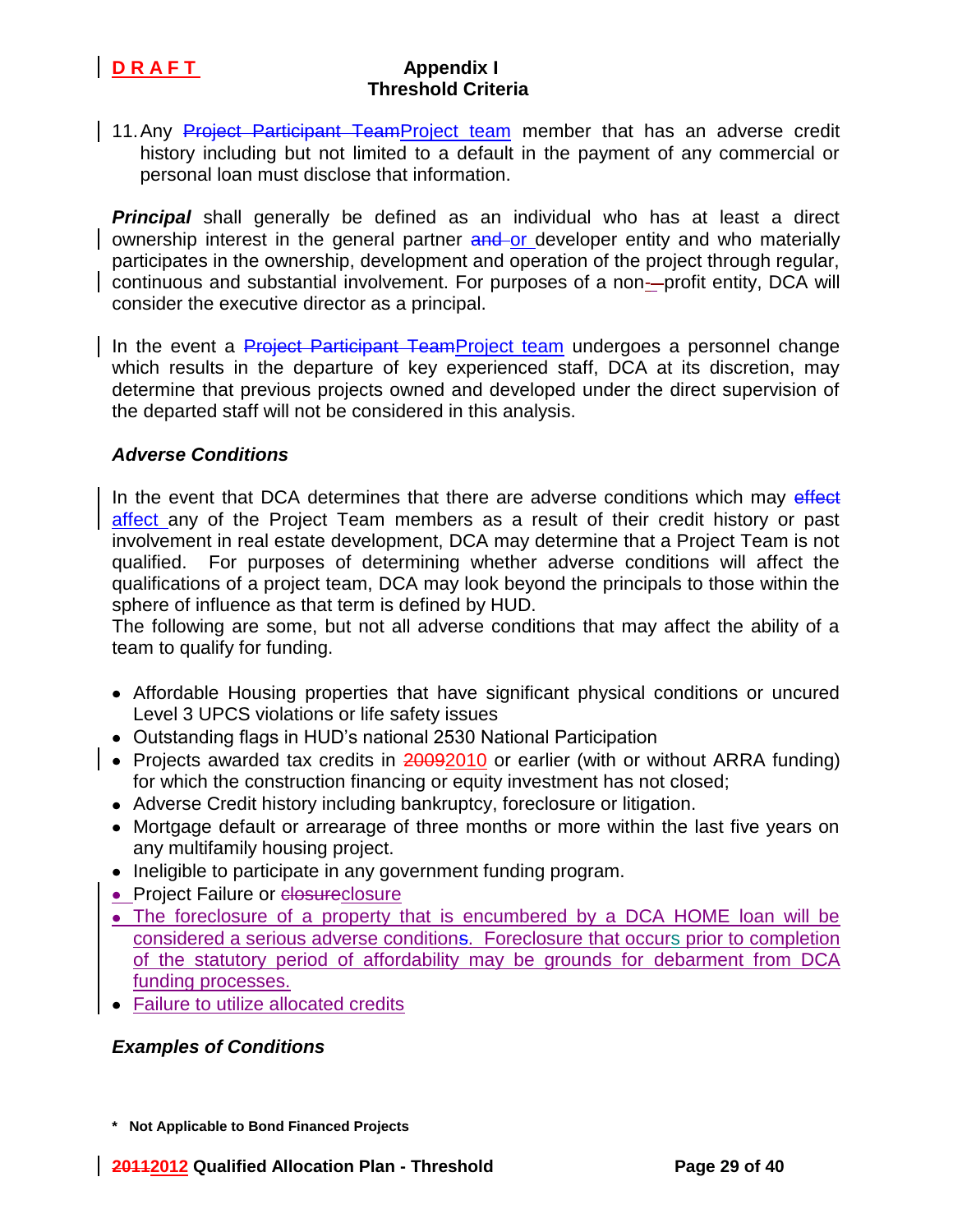11. Any ~~Project Participant Team~~Project team member that has an adverse credit history including but not limited to a default in the payment of any commercial or personal loan must disclose that information.

***Principal*** shall generally be defined as an individual who has at least a direct ownership interest in the general partner ~~and~~ or developer entity and who materially participates in the ownership, development and operation of the project through regular, continuous and substantial involvement. For purposes of a non-profit entity, DCA will consider the executive director as a principal.

In the event a ~~Project Participant Team~~Project team undergoes a personnel change which results in the departure of key experienced staff, DCA at its discretion, may determine that previous projects owned and developed under the direct supervision of the departed staff will not be considered in this analysis.

### *Adverse Conditions*

In the event that DCA determines that there are adverse conditions which may ~~effect~~ affect any of the Project Team members as a result of their credit history or past involvement in real estate development, DCA may determine that a Project Team is not qualified. For purposes of determining whether adverse conditions will affect the qualifications of a project team, DCA may look beyond the principals to those within the sphere of influence as that term is defined by HUD.

The following are some, but not all adverse conditions that may affect the ability of a team to qualify for funding.

- Affordable Housing properties that have significant physical conditions or uncured Level 3 UPCS violations or life safety issues
- Outstanding flags in HUD's national 2530 National Participation
- Projects awarded tax credits in ~~2009~~2010 or earlier (with or without ARRA funding) for which the construction financing or equity investment has not closed;
- Adverse Credit history including bankruptcy, foreclosure or litigation.
- Mortgage default or arrearage of three months or more within the last five years on any multifamily housing project.
- Ineligible to participate in any government funding program.
- Project Failure or ~~closure~~closure
- The foreclosure of a property that is encumbered by a DCA HOME loan will be considered a serious adverse condition~~s~~. Foreclosure that occurs prior to completion of the statutory period of affordability may be grounds for debarment from DCA funding processes.
- Failure to utilize allocated credits

### *Examples of Conditions*

**\* Not Applicable to Bond Financed Projects**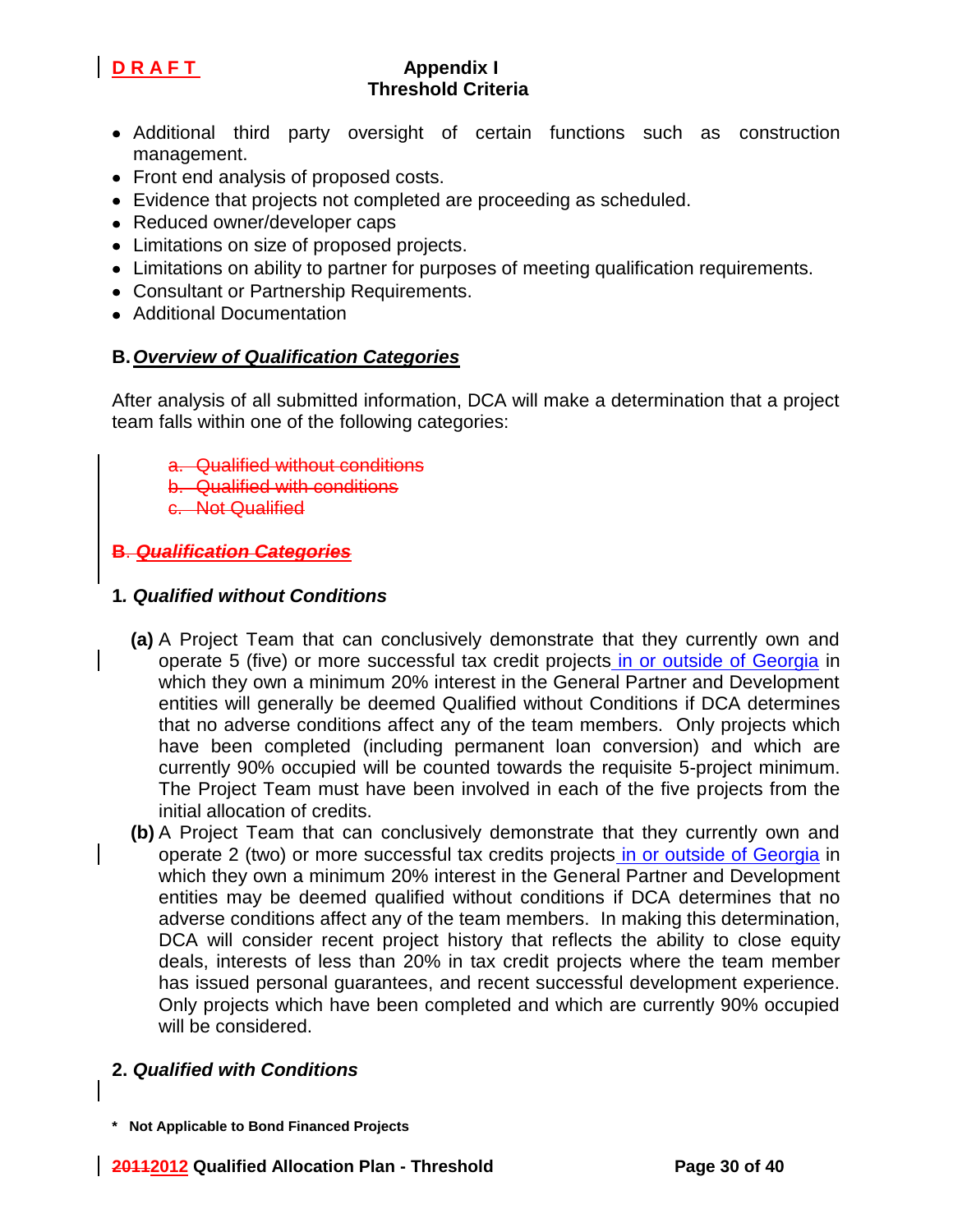- Additional third party oversight of certain functions such as construction management.
- Front end analysis of proposed costs.
- Evidence that projects not completed are proceeding as scheduled.
- Reduced owner/developer caps
- Limitations on size of proposed projects.
- Limitations on ability to partner for purposes of meeting qualification requirements.
- Consultant or Partnership Requirements.
- Additional Documentation

## B. *Overview of Qualification Categories*

After analysis of all submitted information, DCA will make a determination that a project team falls within one of the following categories:

~~a. Qualified without conditions~~
~~b. Qualified with conditions~~
~~c. Not Qualified~~

~~**B. *Qualification Categories***~~

### 1. *Qualified without Conditions*

**(a)** A Project Team that can conclusively demonstrate that they currently own and operate 5 (five) or more successful tax credit projects in or outside of Georgia in which they own a minimum 20% interest in the General Partner and Development entities will generally be deemed Qualified without Conditions if DCA determines that no adverse conditions affect any of the team members. Only projects which have been completed (including permanent loan conversion) and which are currently 90% occupied will be counted towards the requisite 5-project minimum. The Project Team must have been involved in each of the five projects from the initial allocation of credits.

**(b)** A Project Team that can conclusively demonstrate that they currently own and operate 2 (two) or more successful tax credits projects in or outside of Georgia in which they own a minimum 20% interest in the General Partner and Development entities may be deemed qualified without conditions if DCA determines that no adverse conditions affect any of the team members. In making this determination, DCA will consider recent project history that reflects the ability to close equity deals, interests of less than 20% in tax credit projects where the team member has issued personal guarantees, and recent successful development experience. Only projects which have been completed and which are currently 90% occupied will be considered.

### 2. *Qualified with Conditions*

**\* Not Applicable to Bond Financed Projects**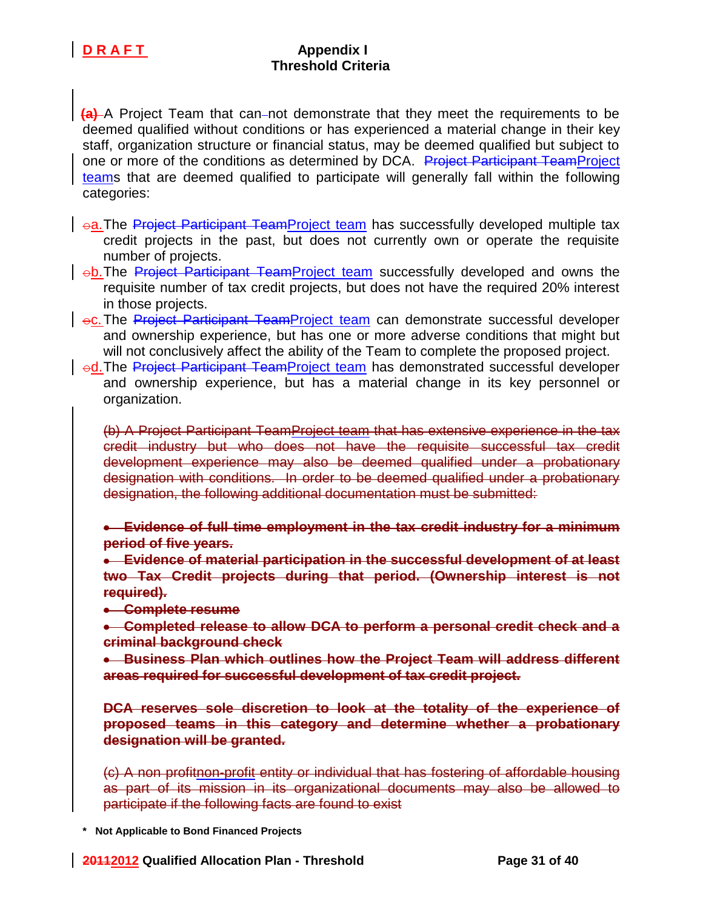**D R A F T**

# Appendix I
## Threshold Criteria

~~(a)~~ A Project Team that can~~-~~not demonstrate that they meet the requirements to be deemed qualified without conditions or has experienced a material change in their key staff, organization structure or financial status, may be deemed qualified but subject to one or more of the conditions as determined by DCA. ~~Project Participant Team~~Project teams that are deemed qualified to participate will generally fall within the following categories:

- ~~o~~a. The ~~Project Participant Team~~Project team has successfully developed multiple tax credit projects in the past, but does not currently own or operate the requisite number of projects.
- ~~o~~b. The ~~Project Participant Team~~Project team successfully developed and owns the requisite number of tax credit projects, but does not have the required 20% interest in those projects.
- ~~o~~c. The ~~Project Participant Team~~Project team can demonstrate successful developer and ownership experience, but has one or more adverse conditions that might but will not conclusively affect the ability of the Team to complete the proposed project.
- ~~o~~d. The ~~Project Participant Team~~Project team has demonstrated successful developer and ownership experience, but has a material change in its key personnel or organization.

~~(b) A Project Participant TeamProject team that has extensive experience in the tax credit industry but who does not have the requisite successful tax credit development experience may also be deemed qualified under a probationary designation with conditions. In order to be deemed qualified under a probationary designation, the following additional documentation must be submitted:~~

- ~~**Evidence of full time employment in the tax credit industry for a minimum period of five years.**~~
- ~~**Evidence of material participation in the successful development of at least two Tax Credit projects during that period. (Ownership interest is not required).**~~
- ~~**Complete resume**~~
- ~~**Completed release to allow DCA to perform a personal credit check and a criminal background check**~~
- ~~**Business Plan which outlines how the Project Team will address different areas required for successful development of tax credit project.**~~

~~**DCA reserves sole discretion to look at the totality of the experience of proposed teams in this category and determine whether a probationary designation will be granted.**~~

~~(c) A non profitnon-profit entity or individual that has fostering of affordable housing as part of its mission in its organizational documents may also be allowed to participate if the following facts are found to exist~~

**\* Not Applicable to Bond Financed Projects**

**~~2011~~2012 Qualified Allocation Plan - Threshold**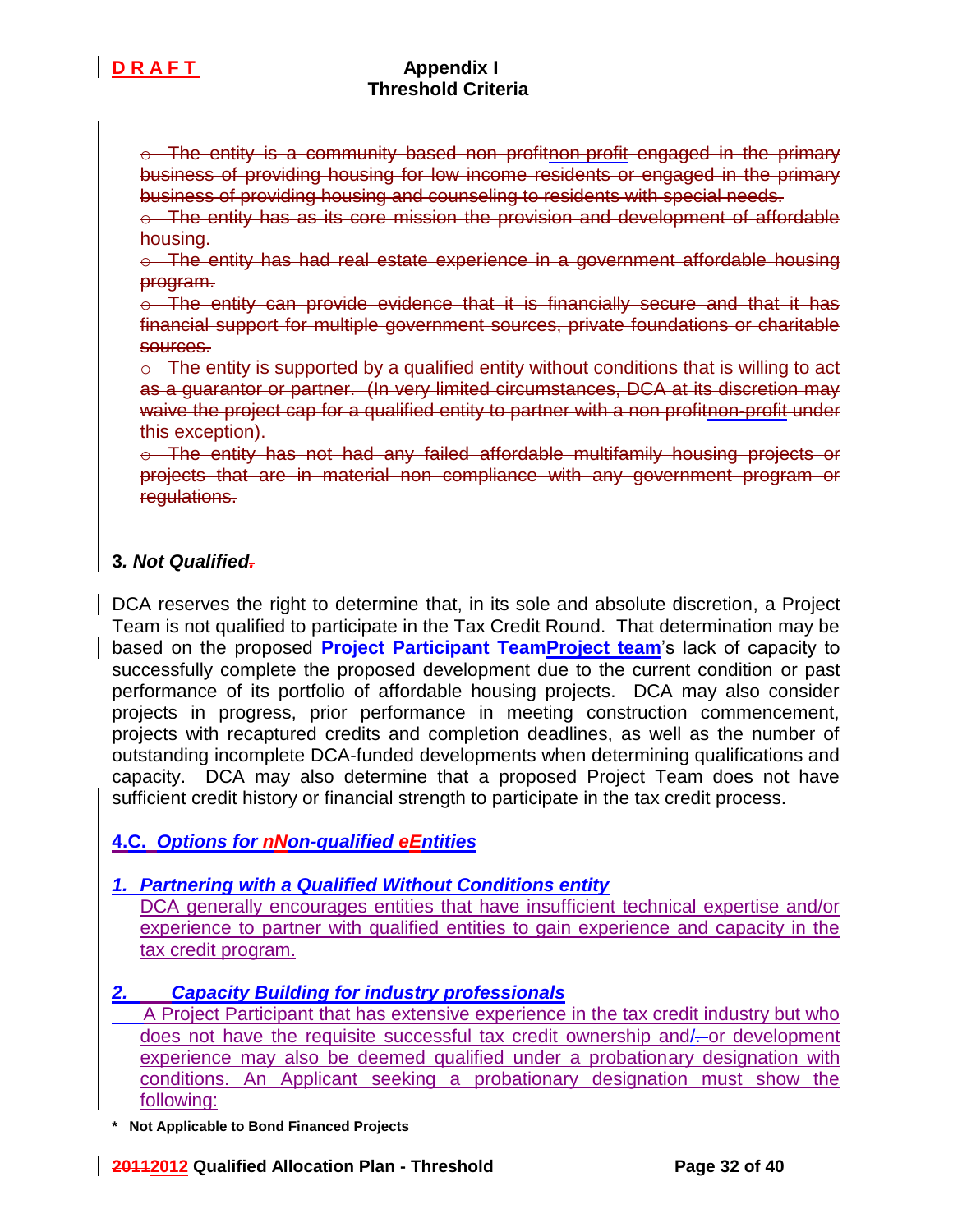- ~~The entity is a community based non profit~~non-profit engaged in the primary business of providing housing for low income residents or engaged in the primary business of providing housing and counseling to residents with special needs.~~
- ~~The entity has as its core mission the provision and development of affordable housing.~~
- ~~The entity has had real estate experience in a government affordable housing program.~~
- ~~The entity can provide evidence that it is financially secure and that it has financial support for multiple government sources, private foundations or charitable sources.~~
- ~~The entity is supported by a qualified entity without conditions that is willing to act as a guarantor or partner. (In very limited circumstances, DCA at its discretion may waive the project cap for a qualified entity to partner with a non profit~~non-profit ~~under this exception).~~
- ~~The entity has not had any failed affordable multifamily housing projects or projects that are in material non compliance with any government program or regulations.~~

**3.** ***Not Qualified*~~.~~**

DCA reserves the right to determine that, in its sole and absolute discretion, a Project Team is not qualified to participate in the Tax Credit Round. That determination may be based on the proposed ~~**Project Participant Team**~~**Project team**'s lack of capacity to successfully complete the proposed development due to the current condition or past performance of its portfolio of affordable housing projects. DCA may also consider projects in progress, prior performance in meeting construction commencement, projects with recaptured credits and completion deadlines, as well as the number of outstanding incomplete DCA-funded developments when determining qualifications and capacity. DCA may also determine that a proposed Project Team does not have sufficient credit history or financial strength to participate in the tax credit process.

***~~4.~~C. Options for ~~n~~Non-qualified ~~e~~Entities***

***1. Partnering with a Qualified Without Conditions entity***

DCA generally encourages entities that have insufficient technical expertise and/or experience to partner with qualified entities to gain experience and capacity in the tax credit program.

***2. Capacity Building for industry professionals***

A Project Participant that has extensive experience in the tax credit industry but who does not have the requisite successful tax credit ownership and/~~-~~or development experience may also be deemed qualified under a probationary designation with conditions. An Applicant seeking a probationary designation must show the following:

**\* Not Applicable to Bond Financed Projects**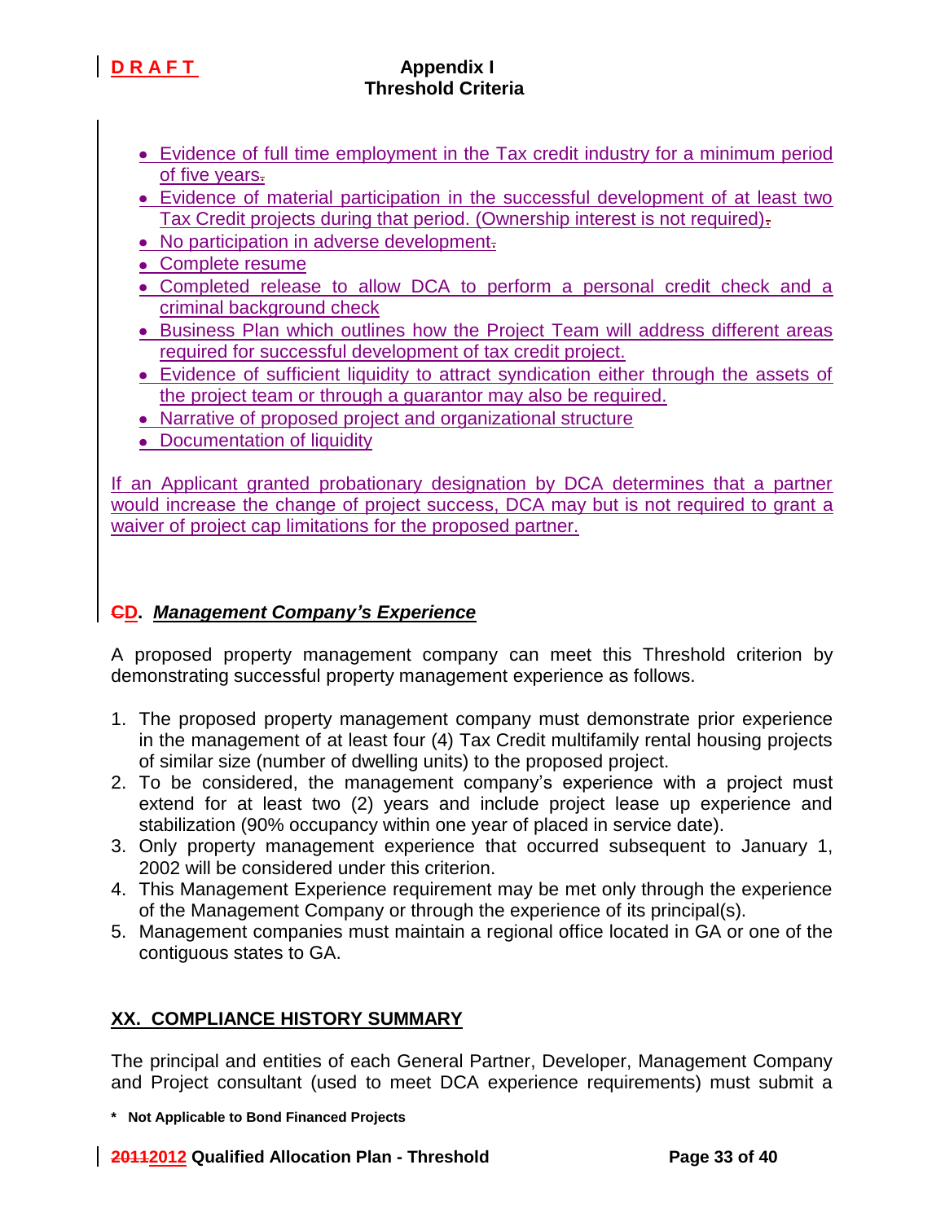- Evidence of full time employment in the Tax credit industry for a minimum period of five years.
- Evidence of material participation in the successful development of at least two Tax Credit projects during that period. (Ownership interest is not required).
- No participation in adverse development.
- Complete resume
- Completed release to allow DCA to perform a personal credit check and a criminal background check
- Business Plan which outlines how the Project Team will address different areas required for successful development of tax credit project.
- Evidence of sufficient liquidity to attract syndication either through the assets of the project team or through a guarantor may also be required.
- Narrative of proposed project and organizational structure
- Documentation of liquidity

If an Applicant granted probationary designation by DCA determines that a partner would increase the change of project success, DCA may but is not required to grant a waiver of project cap limitations for the proposed partner.

## ~~C~~D. ***Management Company's Experience***

A proposed property management company can meet this Threshold criterion by demonstrating successful property management experience as follows.

1. The proposed property management company must demonstrate prior experience in the management of at least four (4) Tax Credit multifamily rental housing projects of similar size (number of dwelling units) to the proposed project.
2. To be considered, the management company's experience with a project must extend for at least two (2) years and include project lease up experience and stabilization (90% occupancy within one year of placed in service date).
3. Only property management experience that occurred subsequent to January 1, 2002 will be considered under this criterion.
4. This Management Experience requirement may be met only through the experience of the Management Company or through the experience of its principal(s).
5. Management companies must maintain a regional office located in GA or one of the contiguous states to GA.

## XX. COMPLIANCE HISTORY SUMMARY

The principal and entities of each General Partner, Developer, Management Company and Project consultant (used to meet DCA experience requirements) must submit a

**\* Not Applicable to Bond Financed Projects**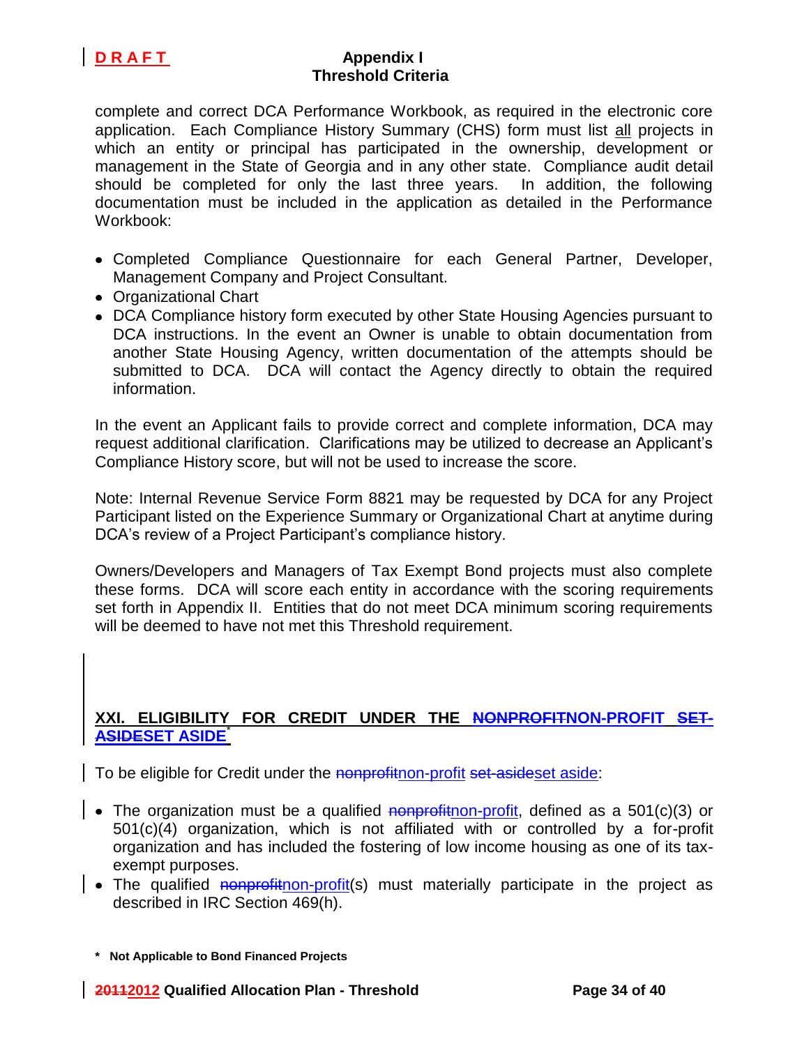complete and correct DCA Performance Workbook, as required in the electronic core application. Each Compliance History Summary (CHS) form must list all projects in which an entity or principal has participated in the ownership, development or management in the State of Georgia and in any other state. Compliance audit detail should be completed for only the last three years. In addition, the following documentation must be included in the application as detailed in the Performance Workbook:

- Completed Compliance Questionnaire for each General Partner, Developer, Management Company and Project Consultant.
- Organizational Chart
- DCA Compliance history form executed by other State Housing Agencies pursuant to DCA instructions. In the event an Owner is unable to obtain documentation from another State Housing Agency, written documentation of the attempts should be submitted to DCA. DCA will contact the Agency directly to obtain the required information.

In the event an Applicant fails to provide correct and complete information, DCA may request additional clarification. Clarifications may be utilized to decrease an Applicant's Compliance History score, but will not be used to increase the score.

Note: Internal Revenue Service Form 8821 may be requested by DCA for any Project Participant listed on the Experience Summary or Organizational Chart at anytime during DCA's review of a Project Participant's compliance history.

Owners/Developers and Managers of Tax Exempt Bond projects must also complete these forms. DCA will score each entity in accordance with the scoring requirements set forth in Appendix II. Entities that do not meet DCA minimum scoring requirements will be deemed to have not met this Threshold requirement.

## XXI. ELIGIBILITY FOR CREDIT UNDER THE ~~NONPROFIT~~NON-PROFIT ~~SET-ASIDE~~SET ASIDE*

To be eligible for Credit under the ~~nonprofit~~non-profit ~~set-aside~~set aside:

- The organization must be a qualified ~~nonprofit~~non-profit, defined as a 501(c)(3) or 501(c)(4) organization, which is not affiliated with or controlled by a for-profit organization and has included the fostering of low income housing as one of its tax-exempt purposes.
- The qualified ~~nonprofit~~non-profit(s) must materially participate in the project as described in IRC Section 469(h).

**\* Not Applicable to Bond Financed Projects**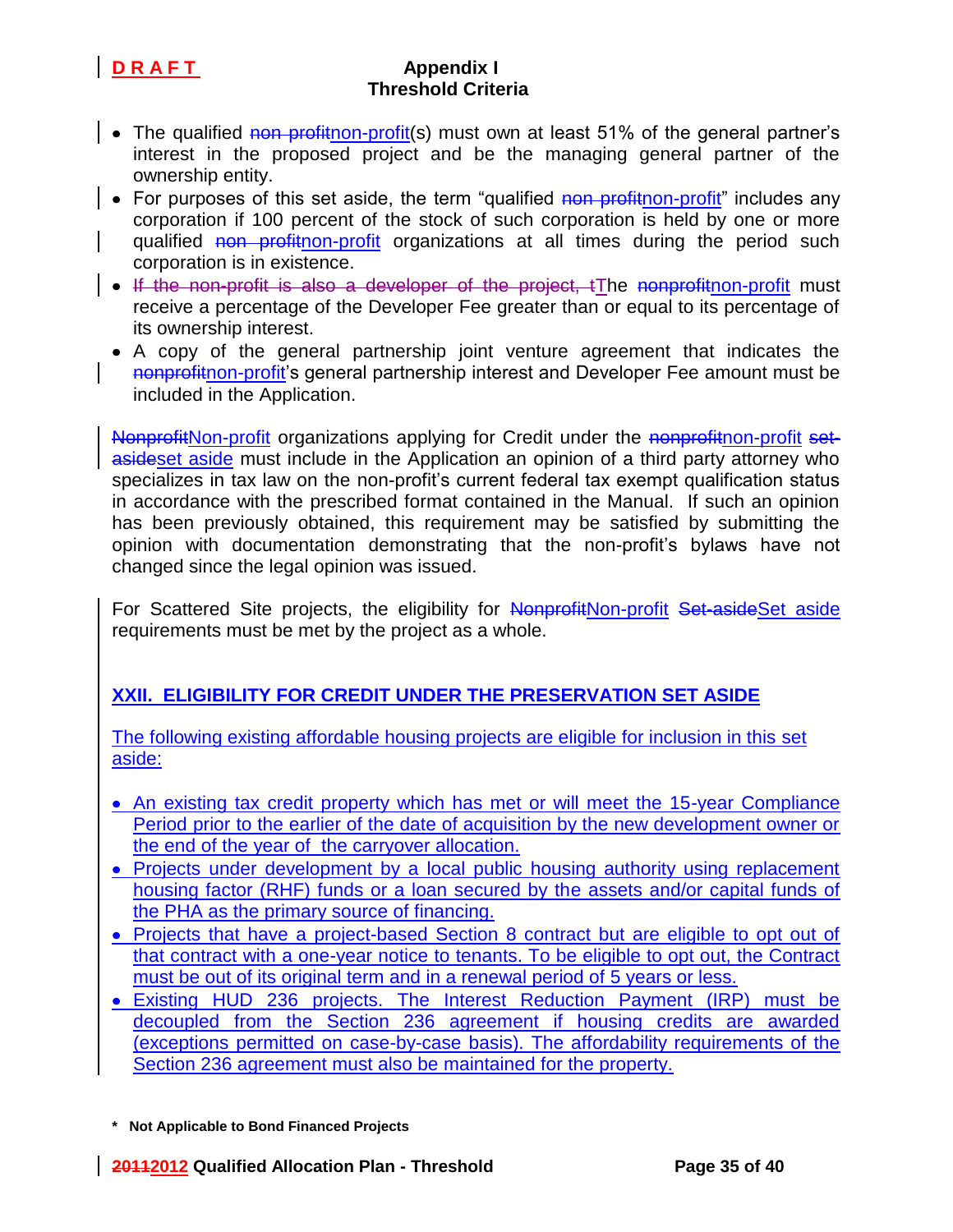- The qualified ~~non profit~~non-profit(s) must own at least 51% of the general partner's interest in the proposed project and be the managing general partner of the ownership entity.
- For purposes of this set aside, the term "qualified ~~non profit~~non-profit" includes any corporation if 100 percent of the stock of such corporation is held by one or more qualified ~~non profit~~non-profit organizations at all times during the period such corporation is in existence.
- ~~If the non-profit is also a developer of the project, t~~The ~~nonprofit~~non-profit must receive a percentage of the Developer Fee greater than or equal to its percentage of its ownership interest.
- A copy of the general partnership joint venture agreement that indicates the ~~nonprofit~~non-profit's general partnership interest and Developer Fee amount must be included in the Application.

~~Nonprofit~~Non-profit organizations applying for Credit under the ~~nonprofit~~non-profit ~~set-aside~~set aside must include in the Application an opinion of a third party attorney who specializes in tax law on the non-profit's current federal tax exempt qualification status in accordance with the prescribed format contained in the Manual. If such an opinion has been previously obtained, this requirement may be satisfied by submitting the opinion with documentation demonstrating that the non-profit's bylaws have not changed since the legal opinion was issued.

For Scattered Site projects, the eligibility for ~~Nonprofit~~Non-profit ~~Set-aside~~Set aside requirements must be met by the project as a whole.

## XXII. ELIGIBILITY FOR CREDIT UNDER THE PRESERVATION SET ASIDE

The following existing affordable housing projects are eligible for inclusion in this set aside:

- An existing tax credit property which has met or will meet the 15-year Compliance Period prior to the earlier of the date of acquisition by the new development owner or the end of the year of the carryover allocation.
- Projects under development by a local public housing authority using replacement housing factor (RHF) funds or a loan secured by the assets and/or capital funds of the PHA as the primary source of financing.
- Projects that have a project-based Section 8 contract but are eligible to opt out of that contract with a one-year notice to tenants. To be eligible to opt out, the Contract must be out of its original term and in a renewal period of 5 years or less.
- Existing HUD 236 projects. The Interest Reduction Payment (IRP) must be decoupled from the Section 236 agreement if housing credits are awarded (exceptions permitted on case-by-case basis). The affordability requirements of the Section 236 agreement must also be maintained for the property.

**\* Not Applicable to Bond Financed Projects**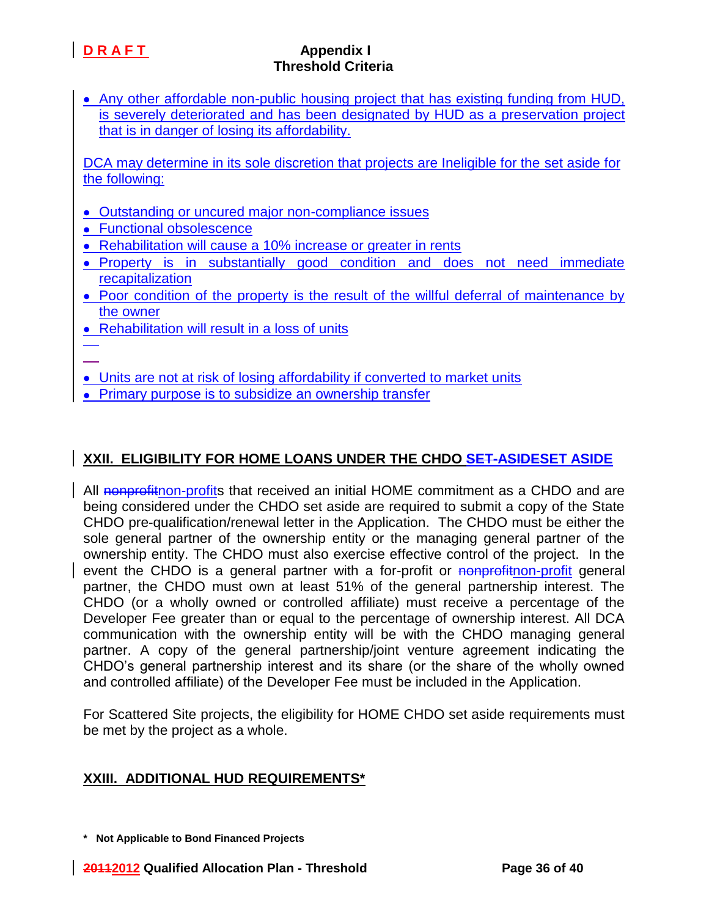- Any other affordable non-public housing project that has existing funding from HUD, is severely deteriorated and has been designated by HUD as a preservation project that is in danger of losing its affordability.

DCA may determine in its sole discretion that projects are Ineligible for the set aside for the following:

- Outstanding or uncured major non-compliance issues
- Functional obsolescence
- Rehabilitation will cause a 10% increase or greater in rents
- Property is in substantially good condition and does not need immediate recapitalization
- Poor condition of the property is the result of the willful deferral of maintenance by the owner
- Rehabilitation will result in a loss of units
- Units are not at risk of losing affordability if converted to market units
- Primary purpose is to subsidize an ownership transfer

## XXII. ELIGIBILITY FOR HOME LOANS UNDER THE CHDO ~~SET-ASIDE~~SET ASIDE

All ~~nonprofit~~non-profits that received an initial HOME commitment as a CHDO and are being considered under the CHDO set aside are required to submit a copy of the State CHDO pre-qualification/renewal letter in the Application. The CHDO must be either the sole general partner of the ownership entity or the managing general partner of the ownership entity. The CHDO must also exercise effective control of the project. In the event the CHDO is a general partner with a for-profit or ~~nonprofit~~non-profit general partner, the CHDO must own at least 51% of the general partnership interest. The CHDO (or a wholly owned or controlled affiliate) must receive a percentage of the Developer Fee greater than or equal to the percentage of ownership interest. All DCA communication with the ownership entity will be with the CHDO managing general partner. A copy of the general partnership/joint venture agreement indicating the CHDO's general partnership interest and its share (or the share of the wholly owned and controlled affiliate) of the Developer Fee must be included in the Application.

For Scattered Site projects, the eligibility for HOME CHDO set aside requirements must be met by the project as a whole.

## XXIII. ADDITIONAL HUD REQUIREMENTS*

**\* Not Applicable to Bond Financed Projects**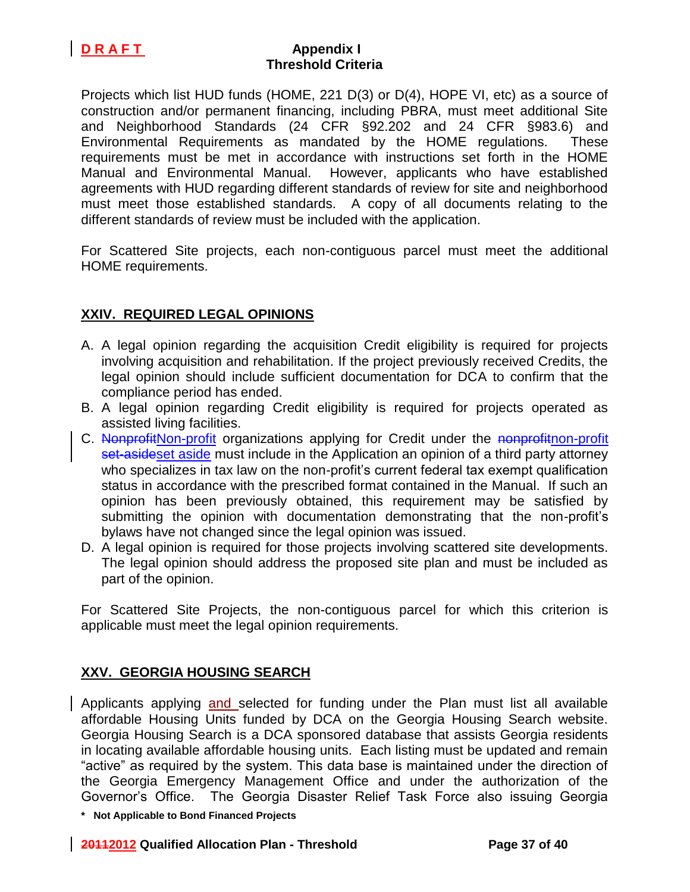Projects which list HUD funds (HOME, 221 D(3) or D(4), HOPE VI, etc) as a source of construction and/or permanent financing, including PBRA, must meet additional Site and Neighborhood Standards (24 CFR §92.202 and 24 CFR §983.6) and Environmental Requirements as mandated by the HOME regulations. These requirements must be met in accordance with instructions set forth in the HOME Manual and Environmental Manual. However, applicants who have established agreements with HUD regarding different standards of review for site and neighborhood must meet those established standards. A copy of all documents relating to the different standards of review must be included with the application.

For Scattered Site projects, each non-contiguous parcel must meet the additional HOME requirements.

## XXIV. REQUIRED LEGAL OPINIONS

A. A legal opinion regarding the acquisition Credit eligibility is required for projects involving acquisition and rehabilitation. If the project previously received Credits, the legal opinion should include sufficient documentation for DCA to confirm that the compliance period has ended.

B. A legal opinion regarding Credit eligibility is required for projects operated as assisted living facilities.

C. ~~Nonprofit~~Non-profit organizations applying for Credit under the ~~nonprofit~~non-profit ~~set-aside~~set aside must include in the Application an opinion of a third party attorney who specializes in tax law on the non-profit's current federal tax exempt qualification status in accordance with the prescribed format contained in the Manual. If such an opinion has been previously obtained, this requirement may be satisfied by submitting the opinion with documentation demonstrating that the non-profit's bylaws have not changed since the legal opinion was issued.

D. A legal opinion is required for those projects involving scattered site developments. The legal opinion should address the proposed site plan and must be included as part of the opinion.

For Scattered Site Projects, the non-contiguous parcel for which this criterion is applicable must meet the legal opinion requirements.

## XXV. GEORGIA HOUSING SEARCH

Applicants applying and selected for funding under the Plan must list all available affordable Housing Units funded by DCA on the Georgia Housing Search website. Georgia Housing Search is a DCA sponsored database that assists Georgia residents in locating available affordable housing units. Each listing must be updated and remain "active" as required by the system. This data base is maintained under the direction of the Georgia Emergency Management Office and under the authorization of the Governor's Office. The Georgia Disaster Relief Task Force also issuing Georgia

**\* Not Applicable to Bond Financed Projects**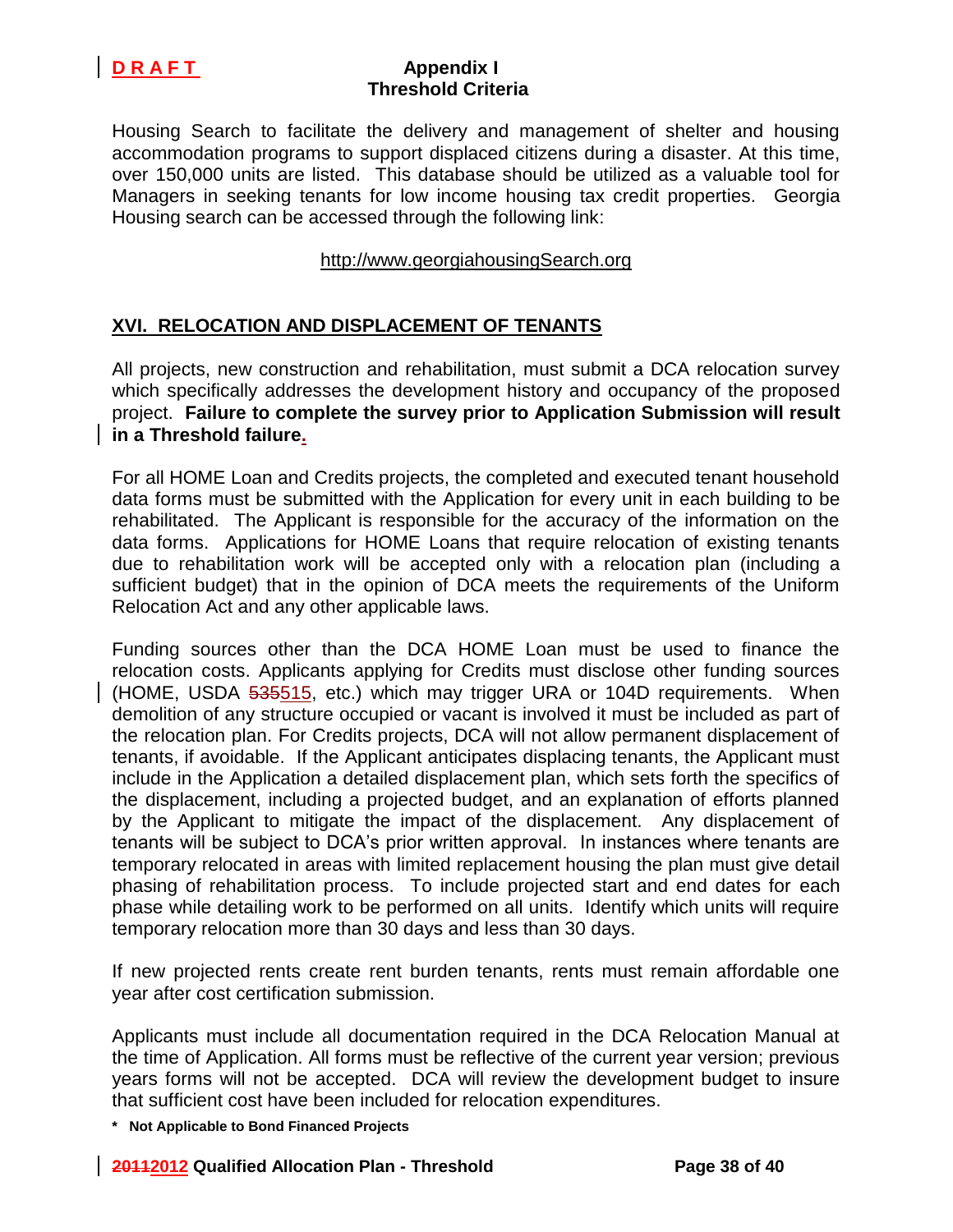Housing Search to facilitate the delivery and management of shelter and housing accommodation programs to support displaced citizens during a disaster. At this time, over 150,000 units are listed. This database should be utilized as a valuable tool for Managers in seeking tenants for low income housing tax credit properties. Georgia Housing search can be accessed through the following link:

http://www.georgiahousingSearch.org

## XVI. RELOCATION AND DISPLACEMENT OF TENANTS

All projects, new construction and rehabilitation, must submit a DCA relocation survey which specifically addresses the development history and occupancy of the proposed project. **Failure to complete the survey prior to Application Submission will result in a Threshold failure.**

For all HOME Loan and Credits projects, the completed and executed tenant household data forms must be submitted with the Application for every unit in each building to be rehabilitated. The Applicant is responsible for the accuracy of the information on the data forms. Applications for HOME Loans that require relocation of existing tenants due to rehabilitation work will be accepted only with a relocation plan (including a sufficient budget) that in the opinion of DCA meets the requirements of the Uniform Relocation Act and any other applicable laws.

Funding sources other than the DCA HOME Loan must be used to finance the relocation costs. Applicants applying for Credits must disclose other funding sources (HOME, USDA ~~535~~515, etc.) which may trigger URA or 104D requirements. When demolition of any structure occupied or vacant is involved it must be included as part of the relocation plan. For Credits projects, DCA will not allow permanent displacement of tenants, if avoidable. If the Applicant anticipates displacing tenants, the Applicant must include in the Application a detailed displacement plan, which sets forth the specifics of the displacement, including a projected budget, and an explanation of efforts planned by the Applicant to mitigate the impact of the displacement. Any displacement of tenants will be subject to DCA's prior written approval. In instances where tenants are temporary relocated in areas with limited replacement housing the plan must give detail phasing of rehabilitation process. To include projected start and end dates for each phase while detailing work to be performed on all units. Identify which units will require temporary relocation more than 30 days and less than 30 days.

If new projected rents create rent burden tenants, rents must remain affordable one year after cost certification submission.

Applicants must include all documentation required in the DCA Relocation Manual at the time of Application. All forms must be reflective of the current year version; previous years forms will not be accepted. DCA will review the development budget to insure that sufficient cost have been included for relocation expenditures.

**\* Not Applicable to Bond Financed Projects**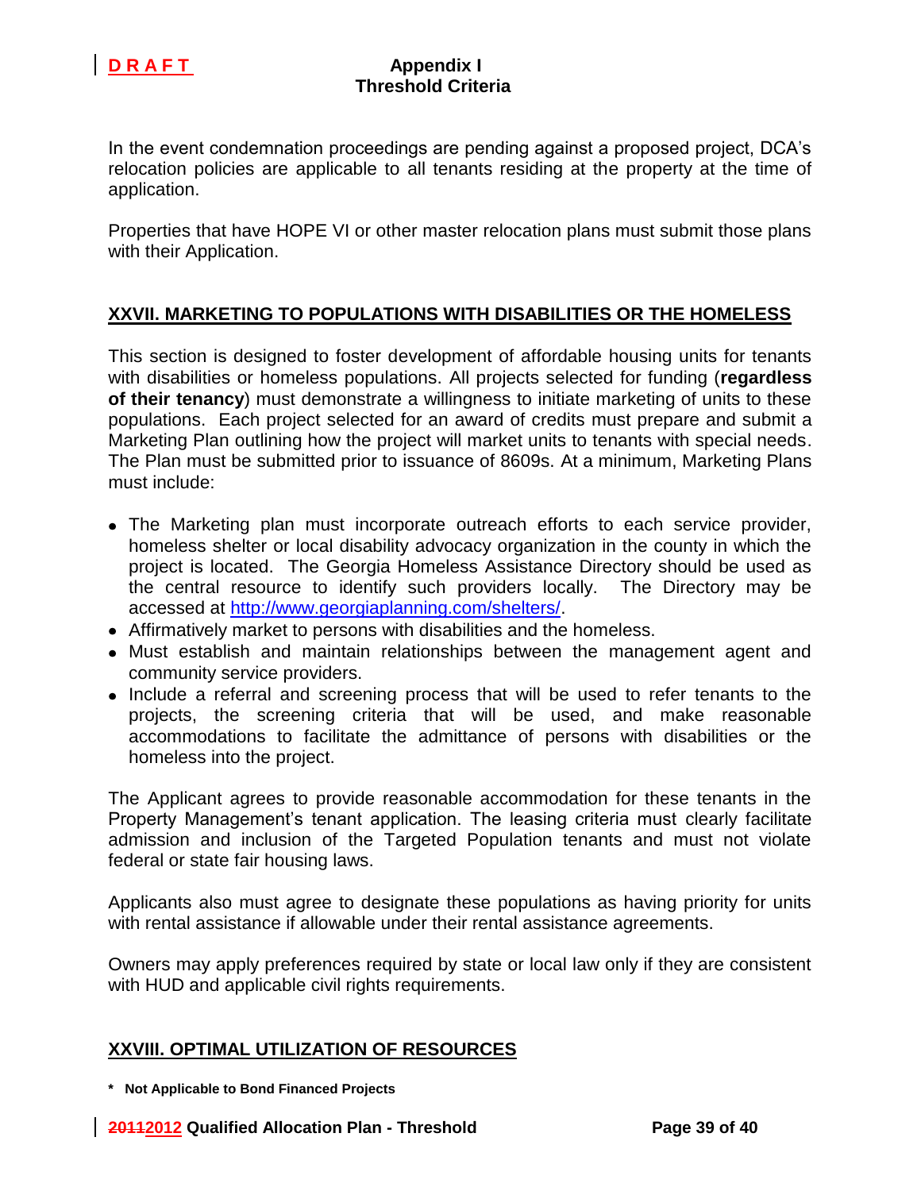In the event condemnation proceedings are pending against a proposed project, DCA's relocation policies are applicable to all tenants residing at the property at the time of application.

Properties that have HOPE VI or other master relocation plans must submit those plans with their Application.

## XXVII. MARKETING TO POPULATIONS WITH DISABILITIES OR THE HOMELESS

This section is designed to foster development of affordable housing units for tenants with disabilities or homeless populations. All projects selected for funding (**regardless of their tenancy**) must demonstrate a willingness to initiate marketing of units to these populations. Each project selected for an award of credits must prepare and submit a Marketing Plan outlining how the project will market units to tenants with special needs. The Plan must be submitted prior to issuance of 8609s. At a minimum, Marketing Plans must include:

- The Marketing plan must incorporate outreach efforts to each service provider, homeless shelter or local disability advocacy organization in the county in which the project is located. The Georgia Homeless Assistance Directory should be used as the central resource to identify such providers locally. The Directory may be accessed at http://www.georgiaplanning.com/shelters/.
- Affirmatively market to persons with disabilities and the homeless.
- Must establish and maintain relationships between the management agent and community service providers.
- Include a referral and screening process that will be used to refer tenants to the projects, the screening criteria that will be used, and make reasonable accommodations to facilitate the admittance of persons with disabilities or the homeless into the project.

The Applicant agrees to provide reasonable accommodation for these tenants in the Property Management's tenant application. The leasing criteria must clearly facilitate admission and inclusion of the Targeted Population tenants and must not violate federal or state fair housing laws.

Applicants also must agree to designate these populations as having priority for units with rental assistance if allowable under their rental assistance agreements.

Owners may apply preferences required by state or local law only if they are consistent with HUD and applicable civil rights requirements.

## XXVIII. OPTIMAL UTILIZATION OF RESOURCES

**\* Not Applicable to Bond Financed Projects**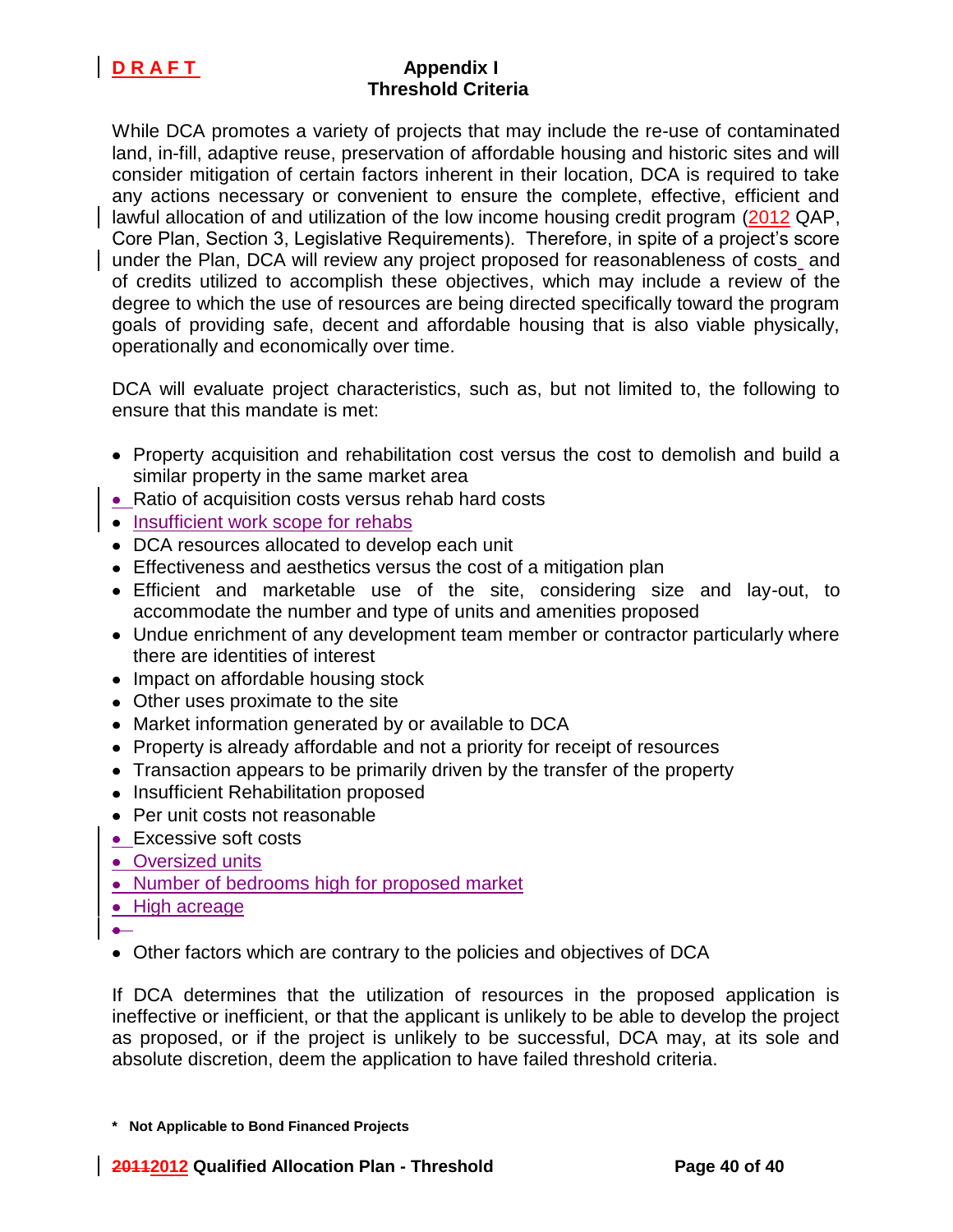**D R A F T**

# Appendix I
# Threshold Criteria

While DCA promotes a variety of projects that may include the re-use of contaminated land, in-fill, adaptive reuse, preservation of affordable housing and historic sites and will consider mitigation of certain factors inherent in their location, DCA is required to take any actions necessary or convenient to ensure the complete, effective, efficient and lawful allocation of and utilization of the low income housing credit program (2012 QAP, Core Plan, Section 3, Legislative Requirements). Therefore, in spite of a project's score under the Plan, DCA will review any project proposed for reasonableness of costs and of credits utilized to accomplish these objectives, which may include a review of the degree to which the use of resources are being directed specifically toward the program goals of providing safe, decent and affordable housing that is also viable physically, operationally and economically over time.

DCA will evaluate project characteristics, such as, but not limited to, the following to ensure that this mandate is met:

- Property acquisition and rehabilitation cost versus the cost to demolish and build a similar property in the same market area
- Ratio of acquisition costs versus rehab hard costs
- Insufficient work scope for rehabs
- DCA resources allocated to develop each unit
- Effectiveness and aesthetics versus the cost of a mitigation plan
- Efficient and marketable use of the site, considering size and lay-out, to accommodate the number and type of units and amenities proposed
- Undue enrichment of any development team member or contractor particularly where there are identities of interest
- Impact on affordable housing stock
- Other uses proximate to the site
- Market information generated by or available to DCA
- Property is already affordable and not a priority for receipt of resources
- Transaction appears to be primarily driven by the transfer of the property
- Insufficient Rehabilitation proposed
- Per unit costs not reasonable
- Excessive soft costs
- Oversized units
- Number of bedrooms high for proposed market
- High acreage
- Other factors which are contrary to the policies and objectives of DCA

If DCA determines that the utilization of resources in the proposed application is ineffective or inefficient, or that the applicant is unlikely to be able to develop the project as proposed, or if the project is unlikely to be successful, DCA may, at its sole and absolute discretion, deem the application to have failed threshold criteria.

**\* Not Applicable to Bond Financed Projects**